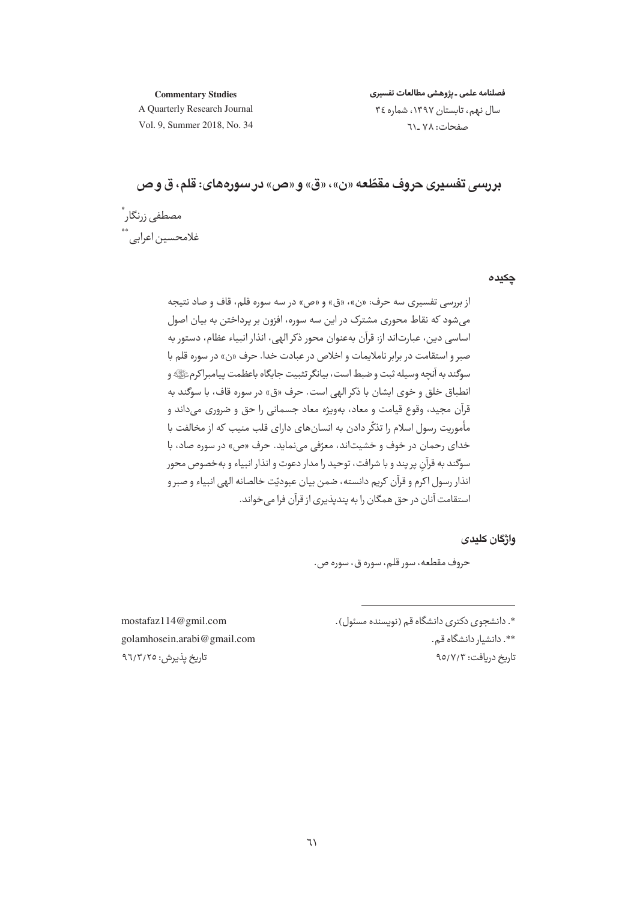فصلنامه علمی ـ پژوهشی مطالعات تفسیری
سال نهم، تابستان ۱۳۹۷، شماره ۳٤
صفحات: ۷۸ ـ ٦۱

**Commentary Studies**
A Quarterly Research Journal
Vol. 9, Summer 2018, No. 34

# بررسی تفسیری حروف مقطّعه «ن»، «ق» و «ص» در سوره‌های: قلم، ق و ص

مصطفی زرنگار*
غلامحسین اعرابی**

## چکیده

از بررسی تفسیری سه حرف: «ن»، «ق» و «ص» در سه سوره قلم، قاف و صاد نتیجه می‌شود که نقاط محوری مشترک در این سه سوره، افزون بر پرداختن به بیان اصول اساسی دین، عبارت‌اند از: قرآن به‌عنوان محور ذکر الهی، انذار انبیاء عظام، دستور به صبر و استقامت در برابر ناملایمات و اخلاص در عبادت خدا. حرف «ن» در سوره قلم با سوگند به آنچه وسیله ثبت و ضبط است، بیانگر تثبیت جایگاه باعظمت پیامبراکرم ﷺ و انطباق خلق و خوی ایشان با ذکر الهی است. حرف «ق» در سوره قاف، با سوگند به قرآن مجید، وقوع قیامت و معاد، به‌ویژه معاد جسمانی را حق و ضروری می‌داند و مأموریت رسول اسلام را تذکّر دادن به انسان‌های دارای قلب منیب که از مخالفت با خدای رحمان در خوف و خشیت‌اند، معرّفی می‌نماید. حرف «ص» در سوره صاد، با سوگند به قرآنِ پر پند و با شرافت، توحید را مدار دعوت و انذار انبیاء و به‌خصوص محور انذار رسول اکرم و قرآن کریم دانسته، ضمن بیان عبودیّت خالصانه الهی انبیاء و صبر و استقامت آنان در حق همگان را به پندپذیری از قرآن فرا می‌خواند.

## واژگان کلیدی

حروف مقطعه، سور قلم، سوره ق، سوره ص.

---

*. دانشجوی دکتری دانشگاه قم (نویسنده مسئول).
mostafaz114@gmil.com

**. دانشیار دانشگاه قم.
golamhosein.arabi@gmail.com

تاریخ دریافت: ۹۵/۷/۳
تاریخ پذیرش: ۹٦/۳/۲۵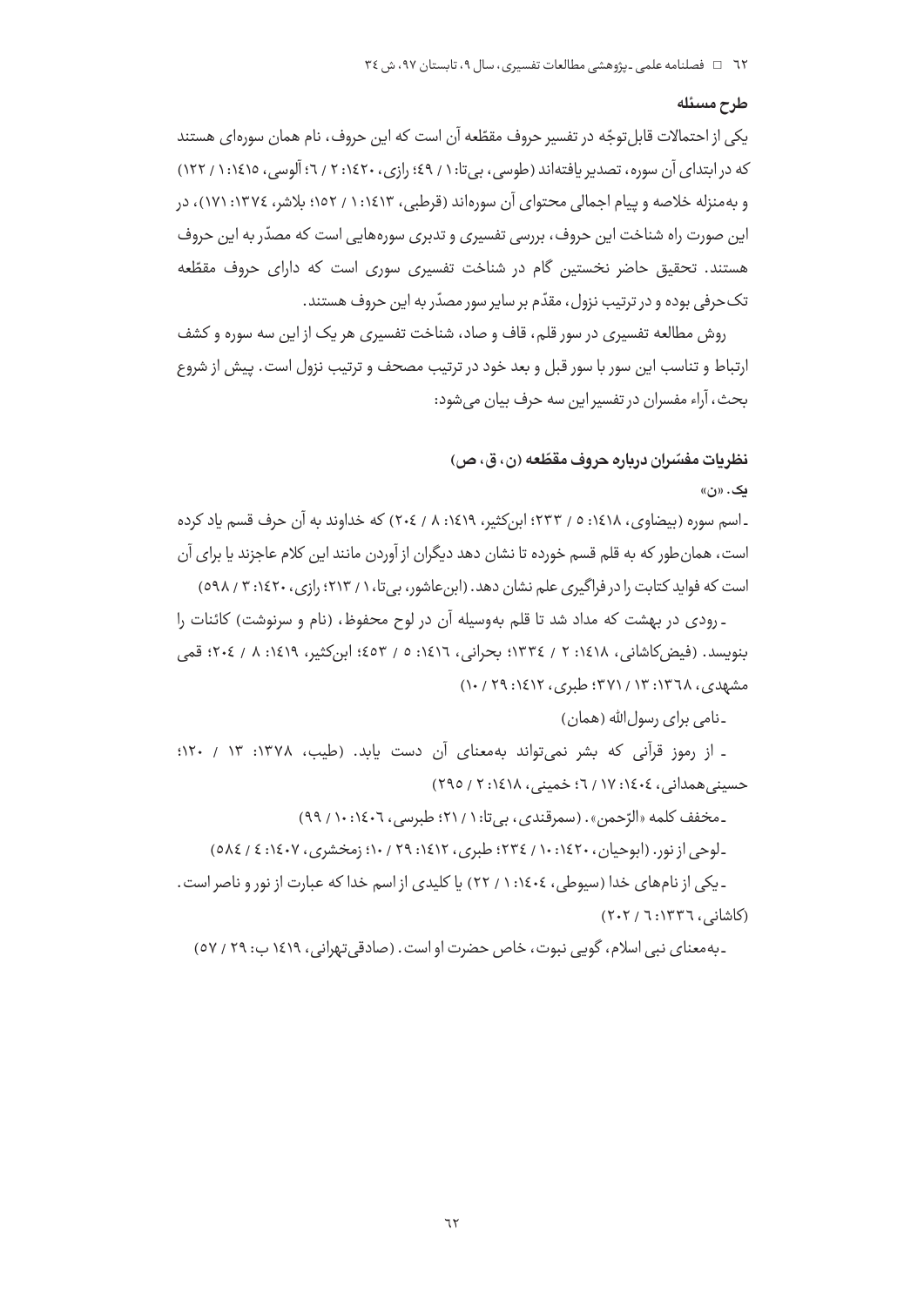## طرح مسئله

یکی از احتمالات قابل‌توجّه در تفسیر حروف مقطّعه آن است که این حروف، نام همان سوره‌ای هستند که در ابتدای آن سوره، تصدیر یافته‌اند (طوسی، بی‌تا: ۱ / ۴۹؛ رازی، ۱۴۲۰: ۲ / ۶؛ آلوسی، ۱۴۱۵: ۱ / ۱۲۲) و به‌منزله خلاصه و پیام اجمالی محتوای آن سوره‌اند (قرطبی، ۱۴۱۳: ۱ / ۱۵۲؛ بلاشر، ۱۳۷۴: ۱۷۱)، در این صورت راه شناخت این حروف، بررسی تفسیری و تدبری سوره‌هایی است که مصدّر به این حروف هستند. تحقیق حاضر نخستین گام در شناخت تفسیری سوری است که دارای حروف مقطّعه تک‌حرفی بوده و در ترتیب نزول، مقدّم بر سایر سور مصدّر به این حروف هستند.

روش مطالعه تفسیری در سور قلم، قاف و صاد، شناخت تفسیری هر یک از این سه سوره و کشف ارتباط و تناسب این سور با سور قبل و بعد خود در ترتیب مصحف و ترتیب نزول است. پیش از شروع بحث، آراء مفسران در تفسیر این سه حرف بیان می‌شود:

### نظریات مفسّران درباره حروف مقطّعه (ن، ق، ص)

**یک. «ن»**

ـ اسم سوره (بیضاوی، ۱۴۱۸: ۵ / ۲۳۳؛ ابن‌کثیر، ۱۴۱۹: ۸ / ۲۰۴) که خداوند به آن حرف قسم یاد کرده است، همان‌طور که به قلم قسم خورده تا نشان دهد دیگران از آوردن مانند این کلام عاجزند یا برای آن است که فواید کتابت را در فراگیری علم نشان دهد. (ابن‌عاشور، بی‌تا، ۱ / ۲۱۳؛ رازی، ۱۴۲۰: ۳ / ۵۹۸)

ـ رودی در بهشت که مداد شد تا قلم به‌وسیله آن در لوح محفوظ، (نام و سرنوشت) کائنات را بنویسد. (فیض‌کاشانی، ۱۴۱۸: ۲ / ۱۳۳۴؛ بحرانی، ۱۴۱۶: ۵ / ۴۵۳؛ ابن‌کثیر، ۱۴۱۹: ۸ / ۲۰۴؛ قمی مشهدی، ۱۳۶۸: ۱۳ / ۳۷۱؛ طبری، ۱۴۱۲: ۲۹ / ۱۰)

ـ نامی برای رسول‌الله (همان)

ـ از رموز قرآنی که بشر نمی‌تواند به‌معنای آن دست یابد. (طیب، ۱۳۷۸: ۱۳ / ۱۲۰؛ حسینی‌همدانی، ۱۴۰۴: ۱۷ / ۶؛ خمینی، ۱۴۱۸: ۲ / ۲۹۵)

ـ مخفف کلمه «الرّحمن». (سمرقندی، بی‌تا: ۱ / ۲۱؛ طبرسی، ۱۴۰۶: ۱۰ / ۹۹)

ـ لوحی از نور. (ابوحیان، ۱۴۲۰: ۱۰ / ۲۳۴؛ طبری، ۱۴۱۲: ۲۹ / ۱۰؛ زمخشری، ۱۴۰۷: ۴ / ۵۸۴)

ـ یکی از نام‌های خدا (سیوطی، ۱۴۰۴: ۱ / ۲۲) یا کلیدی از اسم خدا که عبارت از نور و ناصر است. (کاشانی، ۱۳۳۶: ۶ / ۲۰۲)

ـ به‌معنای نبی اسلام، گویی نبوت، خاص حضرت او است. (صادقی‌تهرانی، ۱۴۱۹ ب: ۲۹ / ۵۷)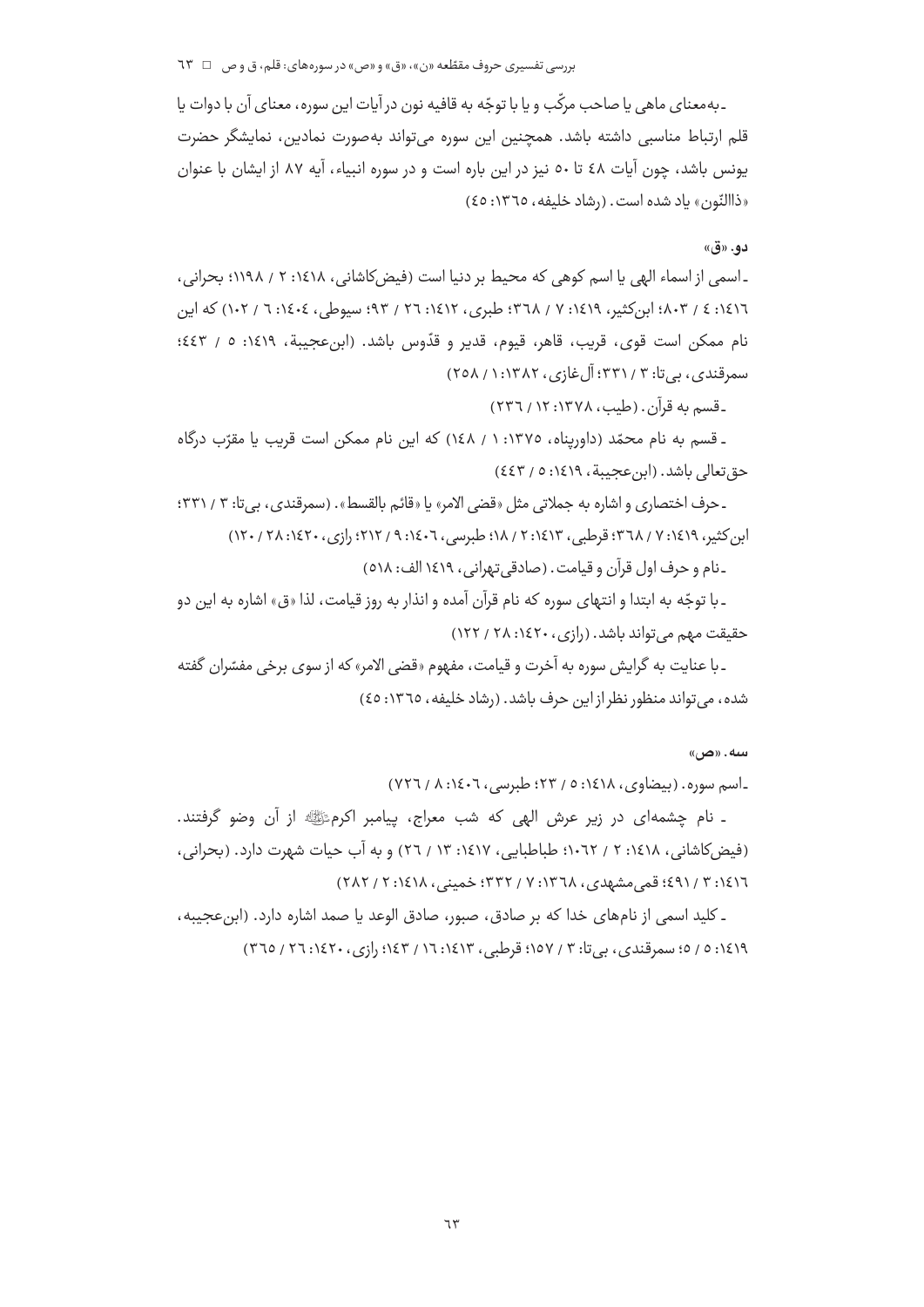ـ به‌معنای ماهی یا صاحب مرکّب و یا با توجّه به قافیه نون در آیات این سوره، معنای آن با دوات یا قلم ارتباط مناسبی داشته باشد. همچنین این سوره می‌تواند به‌صورت نمادین، نمایشگر حضرت یونس باشد، چون آیات ٤٨ تا ٥٠ نیز در این باره است و در سوره انبیاء، آیه ٨٧ از ایشان با عنوان «ذاالنّون» یاد شده است. (رشاد خلیفه، ١٣٦٥: ٤٥)

**دو. «ق»**

ـ اسمی از اسماء الهی یا اسم کوهی که محیط بر دنیا است (فیض‌کاشانی، ١٤١٨: ٢ / ١١٩٨؛ بحرانی، ١٤١٦: ٤ / ٨٠٣؛ ابن‌کثیر، ١٤١٩: ٧ / ٣٦٨؛ طبری، ١٤١٢: ٢٦ / ٩٣؛ سیوطی، ١٤٠٤: ٦ / ١٠٢) که این نام ممکن است قوی، قریب، قاهر، قیوم، قدیر و قدّوس باشد. (ابن‌عجیبة، ١٤١٩: ٥ / ٤٤٣؛ سمرقندی، بی‌تا: ٣ / ٣٣١؛ آل‌غازی، ١٣٨٢: ١ / ٢٥٨)

ـ قسم به قرآن. (طیب، ١٣٧٨: ١٢ / ٢٣٦)

ـ قسم به نام محمّد (داورپناه، ١٣٧٥: ١ / ١٤٨) که این نام ممکن است قریب یا مقرّب درگاه حق‌تعالی باشد. (ابن‌عجیبة، ١٤١٩: ٥ / ٤٤٣)

ـ حرف اختصاری و اشاره به جملاتی مثل «قضی الامر» یا «قائم بالقسط». (سمرقندی، بی‌تا: ٣ / ٣٣١؛ ابن‌کثیر، ١٤١٩: ٧ / ٣٦٨؛ قرطبی، ١٤١٣: ٢ / ١٨؛ طبرسی، ١٤٠٦: ٩ / ٢١٢؛ رازی، ١٤٢٠: ٢٨ / ١٢٠)

ـ نام و حرف اول قرآن و قیامت. (صادقی‌تهرانی، ١٤١٩ الف: ٥١٨)

ـ با توجّه به ابتدا و انتهای سوره که نام قرآن آمده و انذار به روز قیامت، لذا «ق» اشاره به این دو حقیقت مهم می‌تواند باشد. (رازی، ١٤٢٠: ٢٨ / ١٢٢)

ـ با عنایت به گرایش سوره به آخرت و قیامت، مفهوم «قضی الامر» که از سوی برخی مفسّران گفته شده، می‌تواند منظور نظر از این حرف باشد. (رشاد خلیفه، ١٣٦٥: ٤٥)

**سه. «ص»**

ـ اسم سوره. (بیضاوی، ١٤١٨: ٥ / ٢٣؛ طبرسی، ١٤٠٦: ٨ / ٧٢٦)

ـ نام چشمه‌ای در زیر عرش الهی که شب معراج، پیامبر اکرمﷺ از آن وضو گرفتند. (فیض‌کاشانی، ١٤١٨: ٢ / ١٠٦٢؛ طباطبایی، ١٤١٧: ١٣ / ٢٦) و به آب حیات شهرت دارد. (بحرانی، ١٤١٦: ٣ / ٤٩١؛ قمی‌مشهدی، ١٣٦٨: ٧ / ٣٣٢؛ خمینی، ١٤١٨: ٢ / ٢٨٢)

ـ کلید اسمی از نام‌های خدا که بر صادق، صبور، صادق الوعد یا صمد اشاره دارد. (ابن‌عجیبه، ١٤١٩: ٥ / ٥؛ سمرقندی، بی‌تا: ٣ / ١٥٧؛ قرطبی، ١٤١٣: ١٦ / ١٤٣؛ رازی، ١٤٢٠: ٢٦ / ٣٦٥)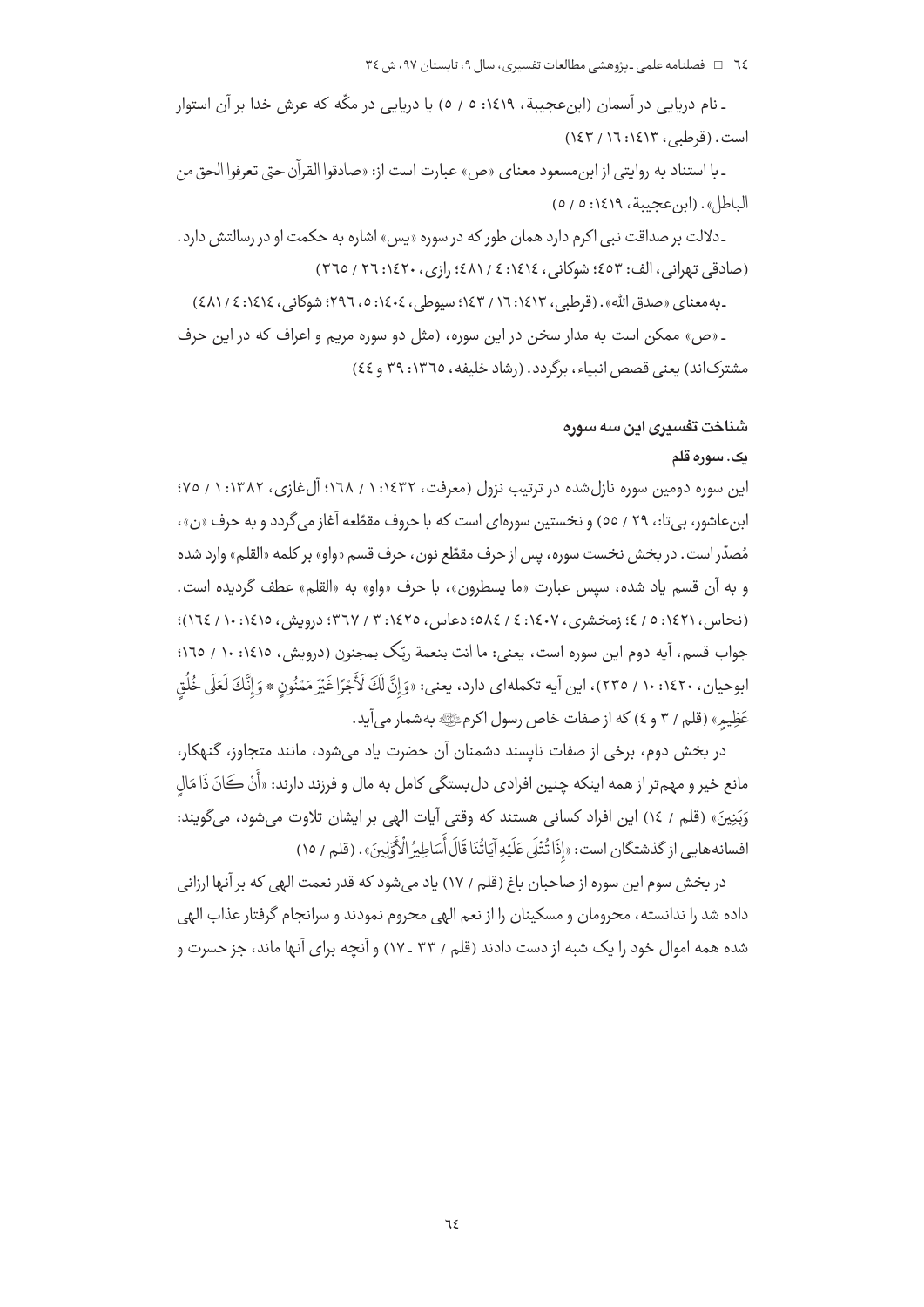ـ نام دریایی در آسمان (ابن‌عجیبة، ۱۴۱۹: ۵ / ۵) یا دریایی در مکّه که عرش خدا بر آن استوار است. (قرطبی، ۱۴۱۳: ۱۶ / ۱۴۳)

ـ با استناد به روایتی از ابن‌مسعود معنای «ص» عبارت است از: «صادقوا القرآن حتی تعرفوا الحق من الباطل». (ابن‌عجیبة، ۱۴۱۹: ۵ / ۵)

ـ دلالت بر صداقت نبی اکرم دارد همان طور که در سوره «یس» اشاره به حکمت او در رسالتش دارد. (صادقی تهرانی، الف: ۴۵۳؛ شوکانی، ۱۴۱۴: ۴ / ۴۸۱؛ رازی، ۱۴۲۰: ۲۶ / ۳۶۵)

ـ به‌معنای «صدق الله». (قرطبی، ۱۴۱۳: ۱۶ / ۱۴۳؛ سیوطی، ۱۴۰۴: ۵، ۲۹۶؛ شوکانی، ۱۴۱۴: ۴ / ۴۸۱)

ـ «ص» ممکن است به مدار سخن در این سوره، (مثل دو سوره مریم و اعراف که در این حرف مشترک‌اند) یعنی قصص انبیاء، برگردد. (رشاد خلیفه، ۱۳۶۵: ۳۹ و ۴۴)

## شناخت تفسیری این سه سوره

### یک. سوره قلم

این سوره دومین سوره نازل‌شده در ترتیب نزول (معرفت، ۱۴۳۲: ۱ / ۱۶۸؛ آل‌غازی، ۱۳۸۲: ۱ / ۷۵؛ ابن‌عاشور، بی‌تا: ۲۹ / ۵۵) و نخستین سوره‌ای است که با حروف مقطّعه آغاز می‌گردد و به حرف «ن»، مُصدّر است. در بخش نخست سوره، پس از حرف مقطّع نون، حرف قسم «واو» بر کلمه «القلم» وارد شده و به آن قسم یاد شده، سپس عبارت «ما یسطرون»، با حرف «واو» به «القلم» عطف گردیده است. (نحاس، ۱۴۲۱: ۵ / ۴؛ زمخشری، ۱۴۰۷: ۴ / ۵۸۴؛ دعاس، ۱۴۲۵: ۳ / ۳۶۷؛ درویش، ۱۴۱۵: ۱۰ / ۱۶۴)؛ جواب قسم، آیه دوم این سوره است، یعنی: ما انت بنعمة ربّک بمجنون (درویش، ۱۴۱۵: ۱۰ / ۱۶۵؛ ابوحیان، ۱۴۲۰: ۱۰ / ۲۳۵)، این آیه تکمله‌ای دارد، یعنی: «وَإِنَّ لَكَ لَأَجْرًا غَيْرَ مَمْنُونٍ * وَإِنَّكَ لَعَلَى خُلُقٍ عَظِيمٍ» (قلم / ۳ و ۴) که از صفات خاص رسول اکرم ﷺ به‌شمار می‌آید.

در بخش دوم، برخی از صفات ناپسند دشمنان آن حضرت یاد می‌شود، مانند متجاوز، گنهکار، مانع خیر و مهم‌تر از همه اینکه چنین افرادی دل‌بستگی کامل به مال و فرزند دارند: «أَنْ كَانَ ذَا مَالٍ وَبَنِينَ» (قلم / ۱۴) این افراد کسانی هستند که وقتی آیات الهی بر ایشان تلاوت می‌شود، می‌گویند: افسانه‌هایی از گذشتگان است: «إِذَا تُتْلَى عَلَيْهِ آيَاتُنَا قَالَ أَسَاطِيرُ الْأَوَّلِينَ». (قلم / ۱۵)

در بخش سوم این سوره از صاحبان باغ (قلم / ۱۷) یاد می‌شود که قدر نعمت الهی که بر آنها ارزانی داده شد را ندانسته، محرومان و مسکینان را از نعم الهی محروم نمودند و سرانجام گرفتار عذاب الهی شده همه اموال خود را یک شبه از دست دادند (قلم / ۳۳ ـ ۱۷) و آنچه برای آنها ماند، جز حسرت و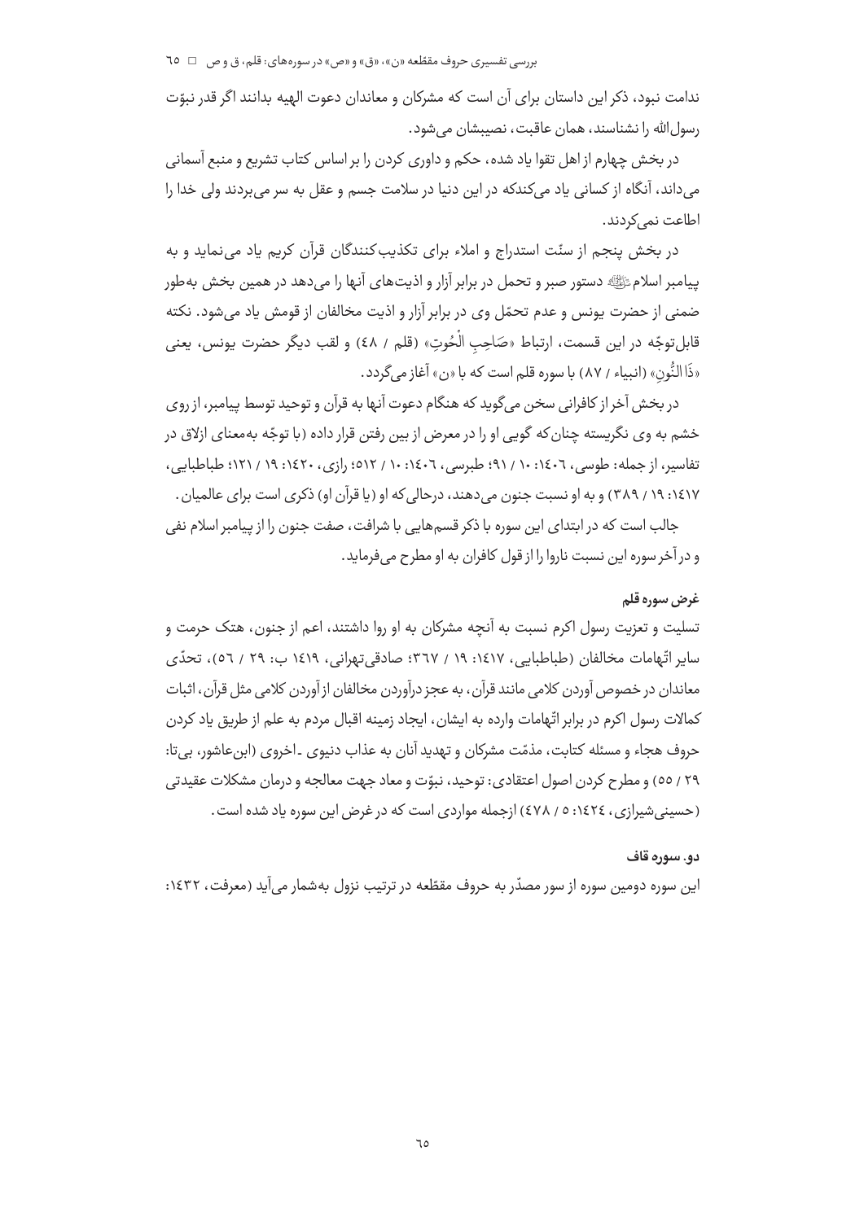ندامت نبود، ذکر این داستان برای آن است که مشرکان و معاندان دعوت الهیه بدانند اگر قدر نبوّت رسول‌الله را نشناسند، همان عاقبت، نصیبشان می‌شود.

در بخش چهارم از اهل تقوا یاد شده، حکم و داوری کردن را بر اساس کتاب تشریع و منبع آسمانی می‌داند، آنگاه از کسانی یاد می‌کندکه در این دنیا در سلامت جسم و عقل به سر می‌بردند ولی خدا را اطاعت نمی‌کردند.

در بخش پنجم از سنّت استدراج و املاء برای تکذیب‌کنندگان قرآن کریم یاد می‌نماید و به پیامبر اسلام ﷺ دستور صبر و تحمل در برابر آزار و اذیت‌های آنها را می‌دهد در همین بخش به‌طور ضمنی از حضرت یونس و عدم تحمّل وی در برابر آزار و اذیت مخالفان از قومش یاد می‌شود. نکته قابل‌توجّه در این قسمت، ارتباط «صَاحِبِ الْحُوتِ» (قلم / ٤٨) و لقب دیگر حضرت یونس، یعنی «ذَا النُّونِ» (انبیاء / ٨٧) با سوره قلم است که با «ن» آغاز می‌گردد.

در بخش آخر از کافرانی سخن می‌گوید که هنگام دعوت آنها به قرآن و توحید توسط پیامبر، از روی خشم به وی نگریسته چنان‌که گویی او را در معرض از بین رفتن قرار داده (با توجّه به‌معنای ازلاق در تفاسیر، از جمله: طوسی، ١٤٠٦: ١٠ / ٩١؛ طبرسی، ١٤٠٦: ١٠ / ٥١٢؛ رازی، ١٤٢٠: ١٩ / ١٢١؛ طباطبایی، ١٤١٧: ١٩ / ٣٨٩) و به او نسبت جنون می‌دهند، درحالی‌که او (یا قرآن او) ذکری است برای عالمیان.

جالب است که در ابتدای این سوره با ذکر قسم‌هایی با شرافت، صفت جنون را از پیامبر اسلام نفی و در آخر سوره این نسبت ناروا را از قول کافران به او مطرح می‌فرماید.

### غرض سوره قلم

تسلیت و تعزیت رسول اکرم نسبت به آنچه مشرکان به او روا داشتند، اعم از جنون، هتک حرمت و سایر اتّهامات مخالفان (طباطبایی، ١٤١٧: ١٩ / ٣٦٧؛ صادقی‌تهرانی، ١٤١٩ ب: ٢٩ / ٥٦)، تحدّی معاندان در خصوص آوردن کلامی مانند قرآن، به عجز درآوردن مخالفان از آوردن کلامی مثل قرآن، اثبات کمالات رسول اکرم در برابر اتّهامات وارده به ایشان، ایجاد زمینه اقبال مردم به علم از طریق یاد کردن حروف هجاء و مسئله کتابت، مذمّت مشرکان و تهدید آنان به عذاب دنیوی ـ اخروی (ابن‌عاشور، بی‌تا: ٢٩ / ٥٥) و مطرح کردن اصول اعتقادی: توحید، نبوّت و معاد جهت معالجه و درمان مشکلات عقیدتی (حسینی‌شیرازی، ١٤٢٤: ٥ / ٤٧٨) ازجمله مواردی است که در غرض این سوره یاد شده است.

### دو. سوره قاف

این سوره دومین سوره از سور مصدّر به حروف مقطّعه در ترتیب نزول به‌شمار می‌آید (معرفت، ١٤٣٢: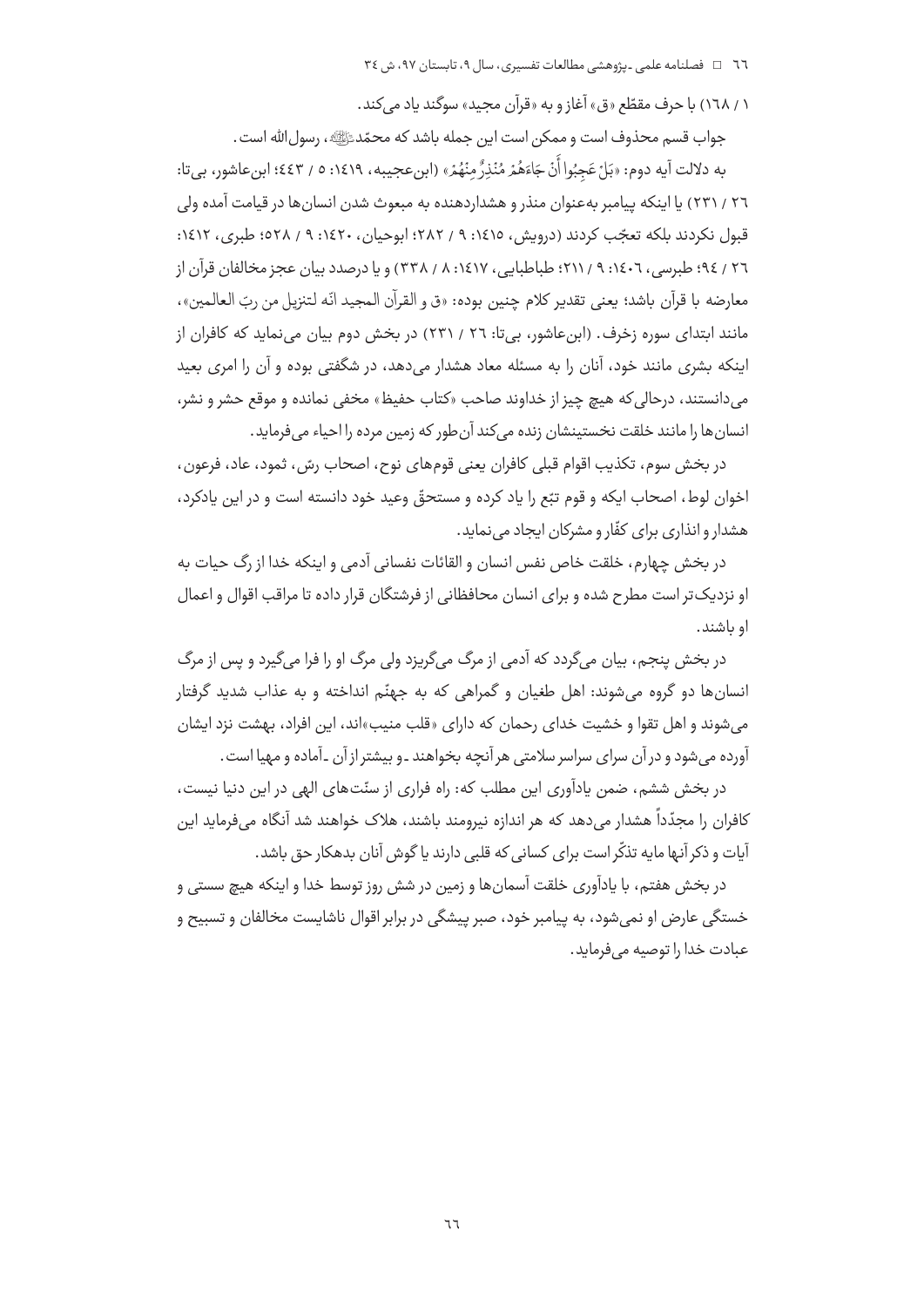١ / ١٦٨) با حرف مقطّع «ق» آغاز و به «قرآن مجید» سوگند یاد می‌کند.

جواب قسم محذوف است و ممکن است این جمله باشد که محمّد ﷺ، رسول‌الله است.

به دلالت آیه دوم: «بَلْ عَجِبُوا أَنْ جَاءَهُمْ مُنْذِرٌ مِنْهُمْ» (ابن‌عجیبه، ١٤١٩: ٥ / ٤٤٣؛ ابن‌عاشور، بی‌تا: ٢٦ / ٢٣١) یا اینکه پیامبر به‌عنوان منذر و هشداردهنده به مبعوث شدن انسان‌ها در قیامت آمده ولی قبول نکردند بلکه تعجّب کردند (درویش، ١٤١٥: ٩ / ٢٨٢؛ ابوحیان، ١٤٢٠: ٩ / ٥٢٨؛ طبری، ١٤١٢: ٢٦ / ٩٤؛ طبرسی، ١٤٠٦: ٩ / ٢١١؛ طباطبایی، ١٤١٧: ٨ / ٣٣٨) و یا درصدد بیان عجز مخالفان قرآن از معارضه با قرآن باشد؛ یعنی تقدیر کلام چنین بوده: «ق و القرآن المجید انّه لتنزیل من ربّ العالمین»، مانند ابتدای سوره زخرف. (ابن‌عاشور، بی‌تا: ٢٦ / ٢٣١) در بخش دوم بیان می‌نماید که کافران از اینکه بشری مانند خود، آنان را به مسئله معاد هشدار می‌دهد، در شگفتی بوده و آن را امری بعید می‌دانستند، درحالی‌که هیچ چیز از خداوند صاحب «کتاب حفیظ» مخفی نمانده و موقع حشر و نشر، انسان‌ها را مانند خلقت نخستینشان زنده می‌کند آن‌طور که زمین مرده را احیاء می‌فرماید.

در بخش سوم، تکذیب اقوام قبلی کافران یعنی قوم‌های نوح، اصحاب رسّ، ثمود، عاد، فرعون، اخوان لوط، اصحاب ایکه و قوم تبّع را یاد کرده و مستحقّ وعید خود دانسته است و در این یادکرد، هشدار و انذاری برای کفّار و مشرکان ایجاد می‌نماید.

در بخش چهارم، خلقت خاص نفس انسان و القائات نفسانی آدمی و اینکه خدا از رگ حیات به او نزدیک‌تر است مطرح شده و برای انسان محافظانی از فرشتگان قرار داده تا مراقب اقوال و اعمال او باشند.

در بخش پنجم، بیان می‌گردد که آدمی از مرگ می‌گریزد ولی مرگ او را فرا می‌گیرد و پس از مرگ انسان‌ها دو گروه می‌شوند: اهل طغیان و گمراهی که به جهنّم انداخته و به عذاب شدید گرفتار می‌شوند و اهل تقوا و خشیت خدای رحمان که دارای «قلب منیب»اند، این افراد، بهشت نزد ایشان آورده می‌شود و در آن سرای سراسر سلامتی هر آنچه بخواهند ـ و بیشتر از آن ـ آماده و مهیا است.

در بخش ششم، ضمن یادآوری این مطلب که: راه فراری از سنّت‌های الهی در این دنیا نیست، کافران را مجدّداً هشدار می‌دهد که هر اندازه نیرومند باشند، هلاک خواهند شد آنگاه می‌فرماید این آیات و ذکر آنها مایه تذکّر است برای کسانی که قلبی دارند یا گوش آنان بدهکار حق باشد.

در بخش هفتم، با یادآوری خلقت آسمان‌ها و زمین در شش روز توسط خدا و اینکه هیچ سستی و خستگی عارض او نمی‌شود، به پیامبر خود، صبر پیشگی در برابر اقوال ناشایست مخالفان و تسبیح و عبادت خدا را توصیه می‌فرماید.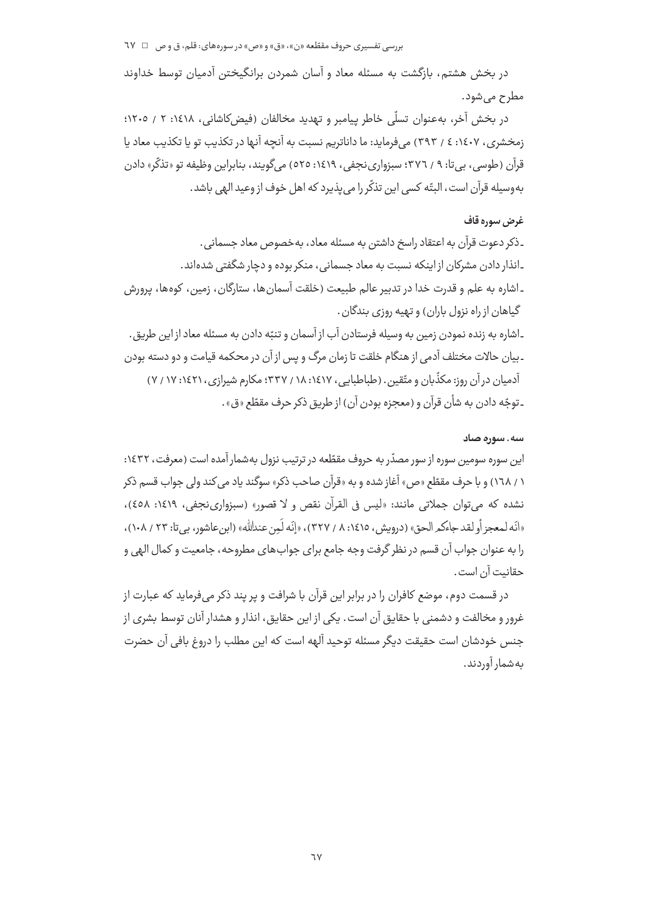در بخش هشتم، بازگشت به مسئله معاد و آسان شمردن برانگیختن آدمیان توسط خداوند مطرح می‌شود.

در بخش آخر، به‌عنوان تسلّی خاطر پیامبر و تهدید مخالفان (فیض‌کاشانی، ۱٤۱۸: ۲ / ۱۲۰۵؛ زمخشری، ۱٤۰۷: ٤ / ۳۹۳) می‌فرماید: ما داناتریم نسبت به آنچه آنها در تکذیب تو یا تکذیب معاد یا قرآن (طوسی، بی‌تا: ۹ / ۳۷٦؛ سبزواری‌نجفی، ۱٤۱۹: ۵۲۵) می‌گویند، بنابراین وظیفه تو «تذکّر» دادن به‌وسیله قرآن است، البتّه کسی این تذکّر را می‌پذیرد که اهل خوف از وعید الهی باشد.

### غرض سوره قاف

ـ ذکر دعوت قرآن به اعتقاد راسخ داشتن به مسئله معاد، به‌خصوص معاد جسمانی.

ـ انذار دادن مشرکان از اینکه نسبت به معاد جسمانی، منکر بوده و دچار شگفتی شده‌اند.

ـ اشاره به علم و قدرت خدا در تدبیر عالم طبیعت (خلقت آسمان‌ها، ستارگان، زمین، کوه‌ها، پرورش گیاهان از راه نزول باران) و تهیه روزی بندگان.

ـ اشاره به زنده نمودن زمین به وسیله فرستادن آب از آسمان و تنبّه دادن به مسئله معاد از این طریق.

ـ بیان حالات مختلف آدمی از هنگام خلقت تا زمان مرگ و پس از آن در محکمه قیامت و دو دسته بودن آدمیان در آن روز: مکذّبان و متّقین. (طباطبایی، ۱٤۱۷: ۱۸ / ۳۳۷؛ مکارم شیرازی، ۱٤۲۱: ۱۷ / ۷)

ـ توجّه دادن به شأن قرآن و (معجزه بودن آن) از طریق ذکر حرف مقطّع «ق».

### سه. سوره صاد

این سوره سومین سوره از سور مصدّر به حروف مقطّعه در ترتیب نزول به‌شمار آمده است (معرفت، ۱٤۳۲: ۱ / ۱٦۸) و با حرف مقطّع «ص» آغاز شده و به «قرآن صاحب ذکر» سوگند یاد می‌کند ولی جواب قسم ذکر نشده که می‌توان جملاتی مانند: «لیس فی القرآن نقص و لا قصور» (سبزواری‌نجفی، ۱٤۱۹: ٤۵۸)، «انّه لمعجز أو لقد جاءکم الحق» (درویش، ۱٤۱۵: ۸ / ۳۲۷)، «إنّه لَمِن عندالله» (ابن‌عاشور، بی‌تا: ۲۳ / ۱۰۸)، را به عنوان جواب آن قسم در نظر گرفت وجه جامع برای جواب‌های مطروحه، جامعیت و کمال الهی و حقانیت آن است.

در قسمت دوم، موضع کافران را در برابر این قرآن با شرافت و پر پند ذکر می‌فرماید که عبارت از غرور و مخالفت و دشمنی با حقایق آن است. یکی از این حقایق، انذار و هشدار آنان توسط بشری از جنس خودشان است حقیقت دیگر مسئله توحید آلهه است که این مطلب را دروغ بافی آن حضرت به‌شمار آوردند.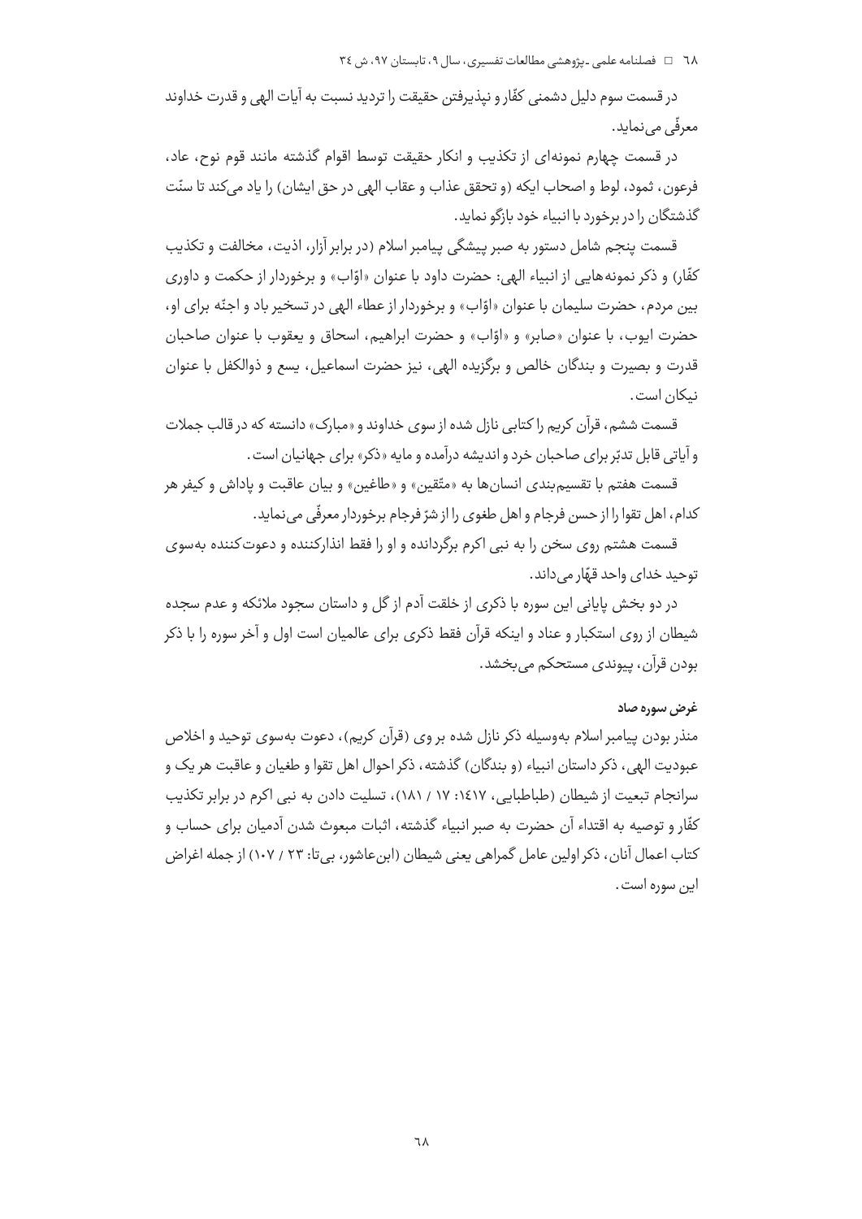در قسمت سوم دلیل دشمنی کفّار و نپذیرفتن حقیقت را تردید نسبت به آیات الهی و قدرت خداوند معرفّی می‌نماید.

در قسمت چهارم نمونه‌ای از تکذیب و انکار حقیقت توسط اقوام گذشته مانند قوم نوح، عاد، فرعون، ثمود، لوط و اصحاب ایکه (و تحقق عذاب و عقاب الهی در حق ایشان) را یاد می‌کند تا سنّت گذشتگان را در برخورد با انبیاء خود بازگو نماید.

قسمت پنجم شامل دستور به صبر پیشگی پیامبر اسلام (در برابر آزار، اذیت، مخالفت و تکذیب کفّار) و ذکر نمونه‌هایی از انبیاء الهی: حضرت داود با عنوان «اوّاب» و برخوردار از حکمت و داوری بین مردم، حضرت سلیمان با عنوان «اوّاب» و برخوردار از عطاء الهی در تسخیر باد و اجنّه برای او، حضرت ایوب، با عنوان «صابر» و «اوّاب» و حضرت ابراهیم، اسحاق و یعقوب با عنوان صاحبان قدرت و بصیرت و بندگان خالص و برگزیده الهی، نیز حضرت اسماعیل، یسع و ذوالکفل با عنوان نیکان است.

قسمت ششم، قرآن کریم را کتابی نازل شده از سوی خداوند و «مبارک» دانسته که در قالب جملات و آیاتی قابل تدبّر برای صاحبان خرد و اندیشه درآمده و مایه «ذکر» برای جهانیان است.

قسمت هفتم با تقسیم‌بندی انسان‌ها به «متّقین» و «طاغین» و بیان عاقبت و پاداش و کیفر هر کدام، اهل تقوا را از حسن فرجام و اهل طغوی را از شرّ فرجام برخوردار معرفّی می‌نماید.

قسمت هشتم روی سخن را به نبی اکرم برگردانده و او را فقط انذارکننده و دعوت‌کننده به‌سوی توحید خدای واحد قهّار می‌داند.

در دو بخش پایانی این سوره با ذکری از خلقت آدم از گل و داستان سجود ملائکه و عدم سجده شیطان از روی استکبار و عناد و اینکه قرآن فقط ذکری برای عالمیان است اول و آخر سوره را با ذکر بودن قرآن، پیوندی مستحکم می‌بخشد.

#### غرض سوره صاد

منذر بودن پیامبر اسلام به‌وسیله ذکر نازل شده بر وی (قرآن کریم)، دعوت به‌سوی توحید و اخلاص عبودیت الهی، ذکر داستان انبیاء (و بندگان) گذشته، ذکر احوال اهل تقوا و طغیان و عاقبت هر یک و سرانجام تبعیت از شیطان (طباطبایی، ١٤١٧: ١٧ / ١٨١)، تسلیت دادن به نبی اکرم در برابر تکذیب کفّار و توصیه به اقتداء آن حضرت به صبر انبیاء گذشته، اثبات مبعوث شدن آدمیان برای حساب و کتاب اعمال آنان، ذکر اولین عامل گمراهی یعنی شیطان (ابن‌عاشور، بی‌تا: ٢٣ / ١٠٧) از جمله اغراض این سوره است.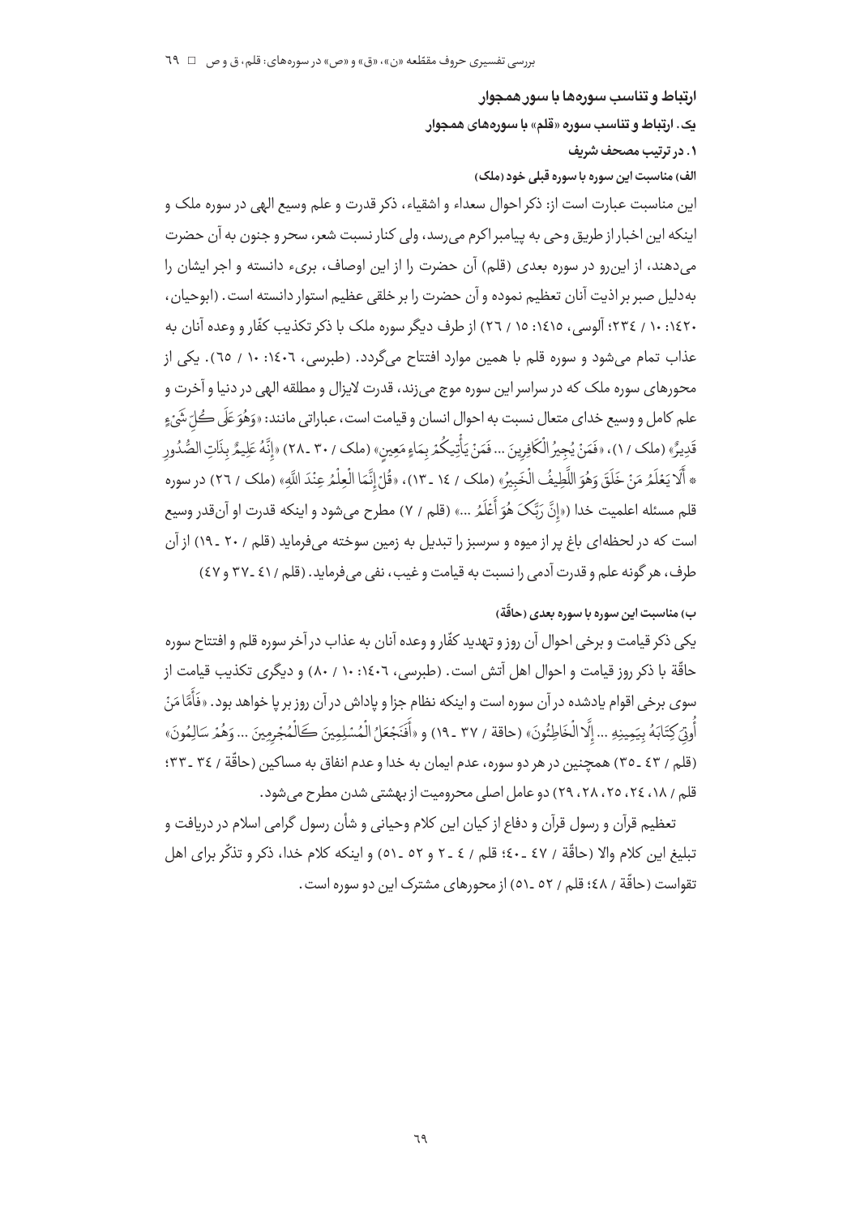### ارتباط و تناسب سوره‌ها با سور همجوار

#### یک. ارتباط و تناسب سوره «قلم» با سوره‌های همجوار

##### ۱. در ترتیب مصحف شریف

**الف) مناسبت این سوره با سوره قبلی خود (ملک)**

این مناسبت عبارت است از: ذکر احوال سعداء و اشقیاء، ذکر قدرت و علم وسیع الهی در سوره ملک و اینکه این اخبار از طریق وحی به پیامبر اکرم می‌رسد، ولی کنار نسبت شعر، سحر و جنون به آن حضرت می‌دهند، از این‌رو در سوره بعدی (قلم) آن حضرت را از این اوصاف، بریء دانسته و اجر ایشان را به‌دلیل صبر بر اذیت آنان تعظیم نموده و آن حضرت را بر خلقی عظیم استوار دانسته است. (ابوحیان، ۱۴۲۰: ۱۰ / ۲۳۴؛ آلوسی، ۱۴۱۵: ۱۵ / ۲۶) از طرف دیگر سوره ملک با ذکر تکذیب کفّار و وعده آنان به عذاب تمام می‌شود و سوره قلم با همین موارد افتتاح می‌گردد. (طبرسی، ۱۴۰۶: ۱۰ / ۶۵). یکی از محورهای سوره ملک که در سراسر این سوره موج می‌زند، قدرت لایزال و مطلقه الهی در دنیا و آخرت و علم کامل و وسیع خدای متعال نسبت به احوال انسان و قیامت است، عباراتی مانند: «وَهُوَ عَلَى كُلِّ شَيْءٍ قَدِيرٌ» (ملک / ۱)، «فَمَنْ يُجِيرُ الْكَافِرِينَ ... فَمَنْ يَأْتِيكُمْ بِمَاءٍ مَعِينٍ» (ملک / ۳۰ ـ ۲۸) «إِنَّهُ عَلِيمٌ بِذَاتِ الصُّدُورِ * أَلَا يَعْلَمُ مَنْ خَلَقَ وَهُوَ اللَّطِيفُ الْخَبِيرُ» (ملک / ۱۴ ـ ۱۳)، «قُلْ إِنَّمَا الْعِلْمُ عِنْدَ اللَّهِ» (ملک / ۲۶) در سوره قلم مسئله اعلمیت خدا («إِنَّ رَبَّكَ هُوَ أَعْلَمُ ...» (قلم / ۷) مطرح می‌شود و اینکه قدرت او آن‌قدر وسیع است که در لحظه‌ای باغ پر از میوه و سرسبز را تبدیل به زمین سوخته می‌فرماید (قلم / ۲۰ ـ ۱۹) از آن طرف، هرگونه علم و قدرت آدمی را نسبت به قیامت و غیب، نفی می‌فرماید. (قلم / ۴۱ ـ ۳۷ و ۴۷)

**ب) مناسبت این سوره با سوره بعدی (حاقّة)**

یکی ذکر قیامت و برخی احوال آن روز و تهدید کفّار و وعده آنان به عذاب در آخر سوره قلم و افتتاح سوره حاقّة با ذکر روز قیامت و احوال اهل آتش است. (طبرسی، ۱۴۰۶: ۱۰ / ۸۰) و دیگری تکذیب قیامت از سوی برخی اقوام یادشده در آن سوره است و اینکه نظام جزا و پاداش در آن روز بر پا خواهد بود. «فَأَمَّا مَنْ أُوتِيَ كِتَابَهُ بِيَمِينِهِ ... إِلَّا الْخَاطِئُونَ» (حاقة / ۳۷ ـ ۱۹) و «أَفَنَجْعَلُ الْمُسْلِمِينَ كَالْمُجْرِمِينَ ... وَهُمْ سَالِمُونَ» (قلم / ۴۳ ـ ۳۵) همچنین در هر دو سوره، عدم ایمان به خدا و عدم انفاق به مساکین (حاقّة / ۳۴ ـ ۳۳؛ قلم / ۱۸، ۲۴، ۲۵، ۲۸، ۲۹) دو عامل اصلی محرومیت از بهشتی شدن مطرح می‌شود.

تعظیم قرآن و رسول قرآن و دفاع از کیان این کلام وحیانی و شأن رسول گرامی اسلام در دریافت و تبلیغ این کلام والا (حاقّة / ۴۷ ـ ۴۰؛ قلم / ۴ ـ ۲ و ۵۲ ـ ۵۱) و اینکه کلام خدا، ذکر و تذکّر برای اهل تقواست (حاقّة / ۴۸؛ قلم / ۵۲ ـ ۵۱) از محورهای مشترک این دو سوره است.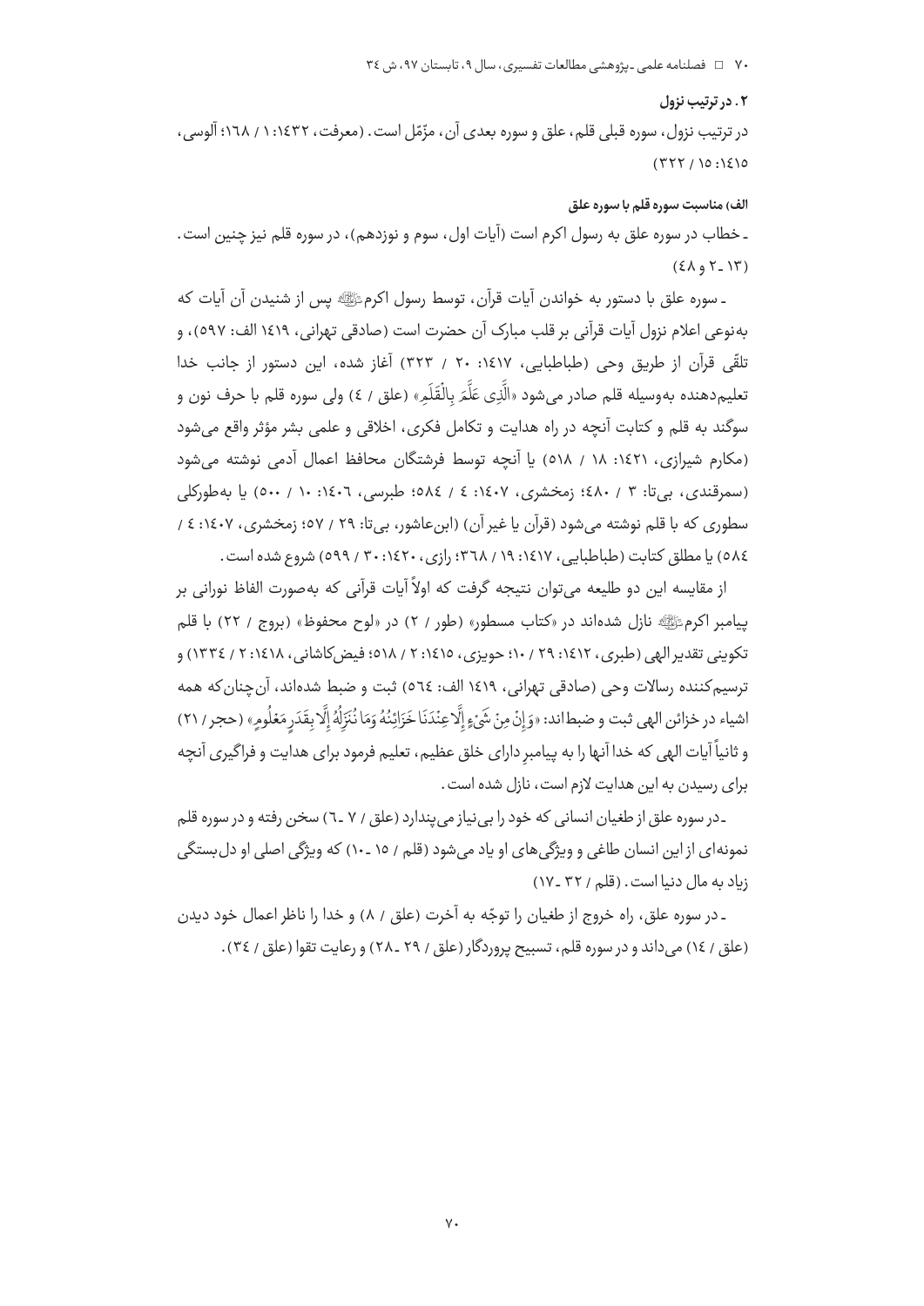### ۲. در ترتیب نزول

در ترتیب نزول، سوره قبلی قلم، علق و سوره بعدی آن، مزّمّل است. (معرفت، ۱۴۳۲: ۱ / ۱۶۸؛ آلوسی، ۱۴۱۵: ۱۵ / ۳۲۲)

#### الف) مناسبت سوره قلم با سوره علق

ـ خطاب در سوره علق به رسول اکرم است (آیات اول، سوم و نوزدهم)، در سوره قلم نیز چنین است. (۱۳ ـ ۲ و ۴۸)

ـ سوره علق با دستور به خواندن آیات قرآن، توسط رسول اکرمﷺ پس از شنیدن آن آیات که به‌نوعی اعلام نزول آیات قرآنی بر قلب مبارک آن حضرت است (صادقی تهرانی، ۱۴۱۹ الف: ۵۹۷)، و تلقّی قرآن از طریق وحی (طباطبایی، ۱۴۱۷: ۲۰ / ۳۲۳) آغاز شده، این دستور از جانب خدا تعلیم‌دهنده به‌وسیله قلم صادر می‌شود «الَّذِی عَلَّمَ بِالْقَلَمِ» (علق / ۴) ولی سوره قلم با حرف نون و سوگند به قلم و کتابت آنچه در راه هدایت و تکامل فکری، اخلاقی و علمی بشر مؤثر واقع می‌شود (مکارم شیرازی، ۱۴۲۱: ۱۸ / ۵۱۸) یا آنچه توسط فرشتگان محافظ اعمال آدمی نوشته می‌شود (سمرقندی، بی‌تا: ۳ / ۴۸۰؛ زمخشری، ۱۴۰۷: ۴ / ۵۸۴؛ طبرسی، ۱۴۰۶: ۱۰ / ۵۰۰) یا به‌طورکلی سطوری که با قلم نوشته می‌شود (قرآن یا غیر آن) (ابن‌عاشور، بی‌تا: ۲۹ / ۵۷؛ زمخشری، ۱۴۰۷: ۴ / ۵۸۴) یا مطلق کتابت (طباطبایی، ۱۴۱۷: ۱۹ / ۳۶۸؛ رازی، ۱۴۲۰: ۳۰ / ۵۹۹) شروع شده است.

از مقایسه این دو طلیعه می‌توان نتیجه گرفت که اولاً آیات قرآنی که به‌صورت الفاظ نورانی بر پیامبر اکرمﷺ نازل شده‌اند در «کتاب مسطور» (طور / ۲) در «لوح محفوظ» (بروج / ۲۲) با قلم تکوینی تقدیر الهی (طبری، ۱۴۱۲: ۲۹ / ۱۰؛ حویزی، ۱۴۱۵: ۲ / ۵۱۸؛ فیض‌کاشانی، ۱۴۱۸: ۲ / ۱۳۳۴) و ترسیم‌کننده رسالات وحی (صادقی تهرانی، ۱۴۱۹ الف: ۵۶۴) ثبت و ضبط شده‌اند، آن‌چنان‌که همه اشیاء در خزائن الهی ثبت و ضبط‌اند: «وَإِنْ مِنْ شَيْءٍ إِلَّا عِنْدَنَا خَزَائِنُهُ وَمَا نُنَزِّلُهُ إِلَّا بِقَدَرٍ مَعْلُومٍ» (حجر / ۲۱) و ثانیاً آیات الهی که خدا آنها را به پیامبرِ دارای خلق عظیم، تعلیم فرمود برای هدایت و فراگیری آنچه برای رسیدن به این هدایت لازم است، نازل شده است.

ـ در سوره علق از طغیان انسانی که خود را بی‌نیاز می‌پندارد (علق / ۷ ـ ۶) سخن رفته و در سوره قلم نمونه‌ای از این انسان طاغی و ویژگی‌های او یاد می‌شود (قلم / ۱۵ ـ ۱۰) که ویژگی اصلی او دل‌بستگی زیاد به مال دنیا است. (قلم / ۳۲ ـ ۱۷)

ـ در سوره علق، راه خروج از طغیان را توجّه به آخرت (علق / ۸) و خدا را ناظر اعمال خود دیدن (علق / ۱۴) می‌داند و در سوره قلم، تسبیح پروردگار (علق / ۲۹ ـ ۲۸) و رعایت تقوا (علق / ۳۴).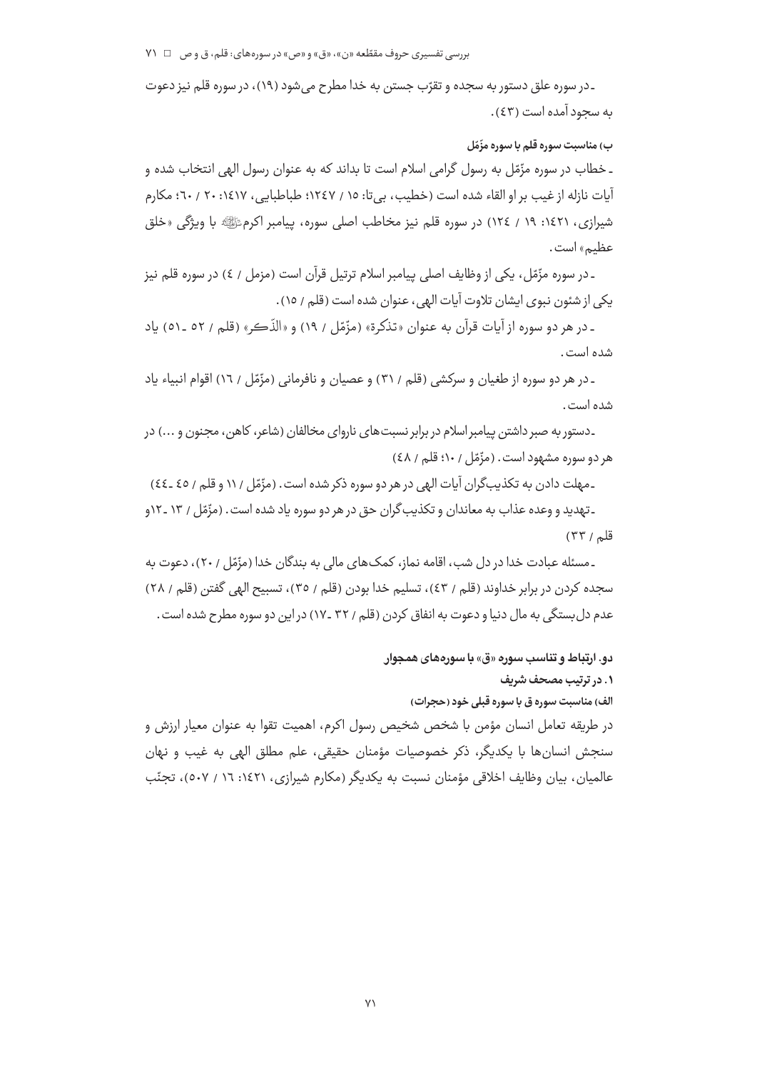ـ در سوره علق دستور به سجده و تقرّب جستن به خدا مطرح می‌شود (۱۹)، در سوره قلم نیز دعوت به سجود آمده است (٤٣).

**ب) مناسبت سوره قلم با سوره مزّمّل**

ـ خطاب در سوره مزّمّل به رسول گرامی اسلام است تا بداند که به عنوان رسول الهی انتخاب شده و آیات نازله از غیب بر او القاء شده است (خطیب، بی‌تا: ۱۵ / ۱۲٤٧؛ طباطبایی، ١٤١٧: ٢٠ / ٦٠؛ مکارم شیرازی، ١٤٢١: ١٩ / ١٢٤) در سوره قلم نیز مخاطب اصلی سوره، پیامبر اکرمﷺ با ویژگی «خلق عظیم» است.

ـ در سوره مزّمّل، یکی از وظایف اصلی پیامبر اسلام ترتیل قرآن است (مزمل / ٤) در سوره قلم نیز یکی از شئون نبوی ایشان تلاوت آیات الهی، عنوان شده است (قلم / ١٥).

ـ در هر دو سوره از آیات قرآن به عنوان «تذکرة» (مزّمّل / ١٩) و «الذّکر» (قلم / ٥٢ ـ ٥١) یاد شده است.

ـ در هر دو سوره از طغیان و سرکشی (قلم / ٣١) و عصیان و نافرمانی (مزّمّل / ١٦) اقوام انبیاء یاد شده است.

ـ دستور به صبر داشتن پیامبر اسلام در برابر نسبت‌های ناروای مخالفان (شاعر، کاهن، مجنون و ...) در هر دو سوره مشهود است. (مزّمّل / ١٠؛ قلم / ٤٨)

ـ مهلت دادن به تکذیب‌گران آیات الهی در هر دو سوره ذکر شده است. (مزّمّل / ١١ و قلم / ٤٥ ـ ٤٤)

ـ تهدید و وعده عذاب به معاندان و تکذیب‌گران حق در هر دو سوره یاد شده است. (مزّمّل / ١٣ ـ ١٢و قلم / ٣٣)

ـ مسئله عبادت خدا در دل شب، اقامه نماز، کمک‌های مالی به بندگان خدا (مزّمّل / ٢٠)، دعوت به سجده کردن در برابر خداوند (قلم / ٤٣)، تسلیم خدا بودن (قلم / ٣٥)، تسبیح الهی گفتن (قلم / ٢٨) عدم دل‌بستگی به مال دنیا و دعوت به انفاق کردن (قلم / ٣٢ ـ ١٧) در این دو سوره مطرح شده است.

## دو. ارتباط و تناسب سوره «ق» با سوره‌های همجوار

### ١. در ترتیب مصحف شریف

**الف) مناسبت سوره ق با سوره قبلی خود (حجرات)**

در طریقه تعامل انسان مؤمن با شخص شخیص رسول اکرم، اهمیت تقوا به عنوان معیار ارزش و سنجش انسان‌ها با یکدیگر، ذکر خصوصیات مؤمنان حقیقی، علم مطلق الهی به غیب و نهان عالمیان، بیان وظایف اخلاقی مؤمنان نسبت به یکدیگر (مکارم شیرازی، ١٤٢١: ١٦ / ٥٠٧)، تجنّب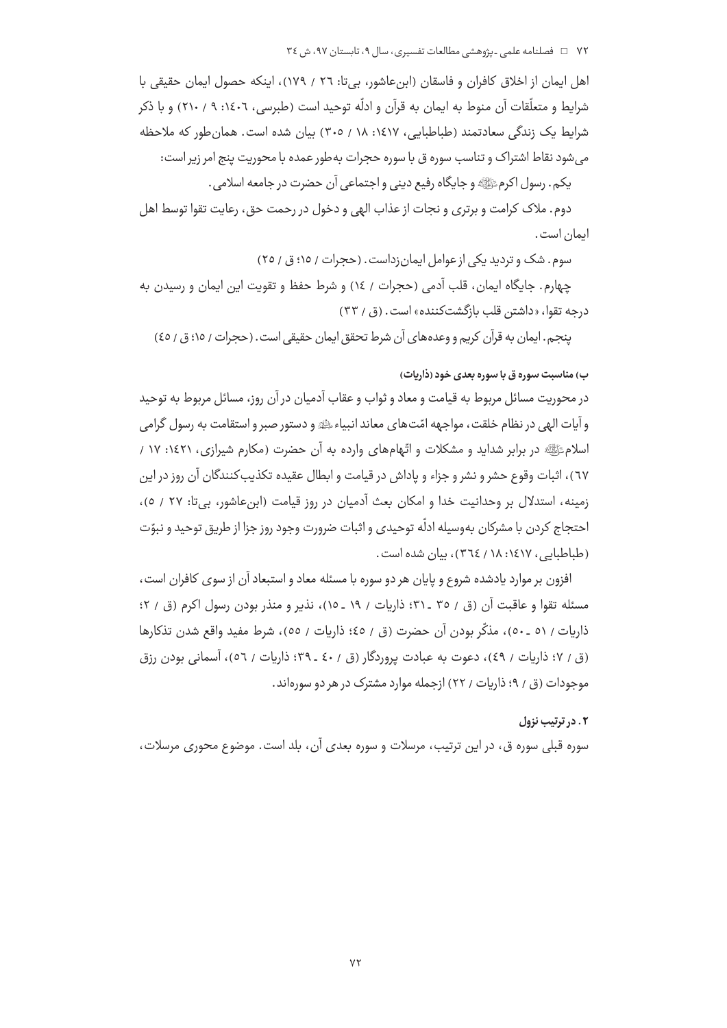اهل ایمان از اخلاق کافران و فاسقان (ابن‌عاشور، بی‌تا: ۲۶ / ۱۷۹)، اینکه حصول ایمان حقیقی با شرایط و متعلّقات آن منوط به ایمان به قرآن و ادلّه توحید است (طبرسی، ۱۴۰۶: ۹ / ۲۱۰) و با ذکر شرایط یک زندگی سعادتمند (طباطبایی، ۱۴۱۷: ۱۸ / ۳۰۵) بیان شده است. همان‌طور که ملاحظه می‌شود نقاط اشتراک و تناسب سوره ق با سوره حجرات به‌طور عمده با محوریت پنج امر زیر است:

یکم. رسول اکرم ﷺ و جایگاه رفیع دینی و اجتماعی آن حضرت در جامعه اسلامی.

دوم. ملاک کرامت و برتری و نجات از عذاب الهی و دخول در رحمت حق، رعایت تقوا توسط اهل ایمان است.

سوم. شک و تردید یکی از عوامل ایمان‌زداست. (حجرات / ۱۵؛ ق / ۲۵)

چهارم. جایگاه ایمان، قلب آدمی (حجرات / ۱۴) و شرط حفظ و تقویت این ایمان و رسیدن به درجه تقوا، «داشتن قلب بازگشت‌کننده» است. (ق / ۳۳)

پنجم. ایمان به قرآن کریم و وعده‌های آن شرط تحقق ایمان حقیقی است. (حجرات / ۱۵؛ ق / ۴۵)

#### ب) مناسبت سوره ق با سوره بعدی خود (ذاریات)

در محوریت مسائل مربوط به قیامت و معاد و ثواب و عقاب آدمیان در آن روز، مسائل مربوط به توحید و آیات الهی در نظام خلقت، مواجهه امّت‌های معاند انبیاء ﷺ و دستور صبر و استقامت به رسول گرامی اسلام ﷺ در برابر شداید و مشکلات و اتّهام‌های وارده به آن حضرت (مکارم شیرازی، ۱۴۲۱: ۱۷ / ۶۷)، اثبات وقوع حشر و نشر و جزاء و پاداش در قیامت و ابطال عقیده تکذیب‌کنندگان آن روز در این زمینه، استدلال بر وحدانیت خدا و امکان بعث آدمیان در روز قیامت (ابن‌عاشور، بی‌تا: ۲۷ / ۵)، احتجاج کردن با مشرکان به‌وسیله ادلّه توحیدی و اثبات ضرورت وجود روز جزا از طریق توحید و نبوّت (طباطبایی، ۱۴۱۷: ۱۸ / ۳۶۴)، بیان شده است.

افزون بر موارد یادشده شروع و پایان هر دو سوره با مسئله معاد و استبعاد آن از سوی کافران است، مسئله تقوا و عاقبت آن (ق / ۳۵ ـ ۳۱؛ ذاریات / ۱۹ ـ ۱۵)، نذیر و منذر بودن رسول اکرم (ق / ۲؛ ذاریات / ۵۱ ـ ۵۰)، مذکّر بودن آن حضرت (ق / ۴۵؛ ذاریات / ۵۵)، شرط مفید واقع شدن تذکارها (ق / ۷؛ ذاریات / ۴۹)، دعوت به عبادت پروردگار (ق / ۴۰ ـ ۳۹؛ ذاریات / ۵۶)، آسمانی بودن رزق موجودات (ق / ۹؛ ذاریات / ۲۲) ازجمله موارد مشترک در هر دو سوره‌اند.

#### ۲. در ترتیب نزول

سوره قبلی سوره ق، در این ترتیب، مرسلات و سوره بعدی آن، بلد است. موضوع محوری مرسلات،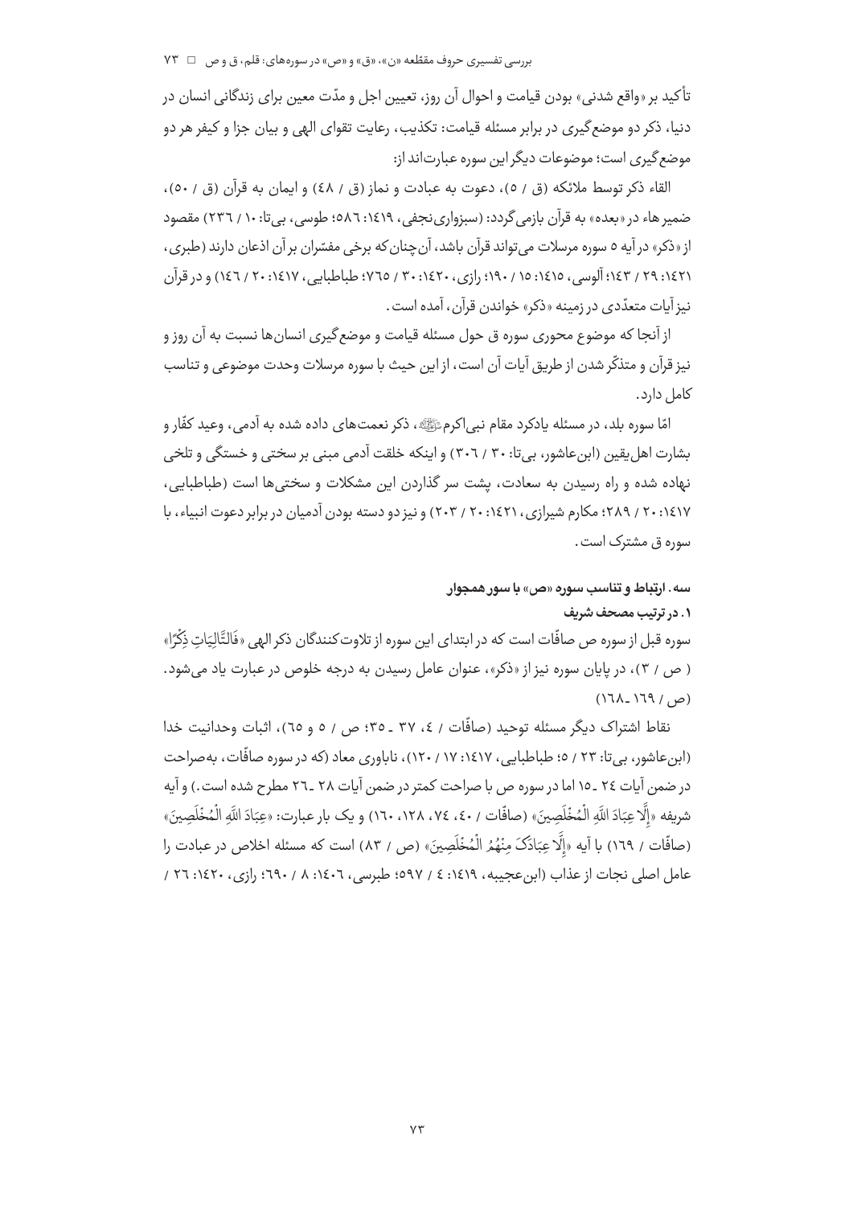تأکید بر «واقع شدنی» بودن قیامت و احوال آن روز، تعیین اجل و مدّت معین برای زندگانی انسان در دنیا، ذکر دو موضع‌گیری در برابر مسئله قیامت: تکذیب، رعایت تقوای الهی و بیان جزا و کیفر هر دو موضع‌گیری است؛ موضوعات دیگر این سوره عبارت‌اند از:

القاء ذکر توسط ملائکه (ق / ٥)، دعوت به عبادت و نماز (ق / ٤٨) و ایمان به قرآن (ق / ٥٠)، ضمیر هاء در «بعده» به قرآن بازمی‌گردد: (سبزواری‌نجفی، ١٤١٩: ٥٨٦؛ طوسی، بی‌تا: ١٠ / ٢٣٦) مقصود از «ذکر» در آیه ٥ سوره مرسلات می‌تواند قرآن باشد، آن‌چنان‌که برخی مفسّران بر آن اذعان دارند (طبری، ١٤٢١: ٢٩ / ١٤٣؛ آلوسی، ١٤١٥: ١٥ / ١٩٠؛ رازی، ١٤٢٠: ٣٠ / ٧٦٥؛ طباطبایی، ١٤١٧: ٢٠ / ١٤٦) و در قرآن نیز آیات متعدّدی در زمینه «ذکر» خواندن قرآن، آمده است.

از آنجا که موضوع محوری سوره ق حول مسئله قیامت و موضع‌گیری انسان‌ها نسبت به آن روز و نیز قرآن و متذکّر شدن از طریق آیات آن است، از این حیث با سوره مرسلات وحدت موضوعی و تناسب کامل دارد.

امّا سوره بلد، در مسئله یادکرد مقام نبی‌اکرم ﷺ، ذکر نعمت‌های داده شده به آدمی، وعید کفّار و بشارت اهل‌یقین (ابن‌عاشور، بی‌تا: ٣٠ / ٣٠٦) و اینکه خلقت آدمی مبنی بر سختی و خستگی و تلخی نهاده شده و راه رسیدن به سعادت، پشت سر گذاردن این مشکلات و سختی‌ها است (طباطبایی، ١٤١٧: ٢٠ / ٢٨٩؛ مکارم شیرازی، ١٤٢١: ٢٠ / ٢٠٣) و نیز دو دسته بودن آدمیان در برابر دعوت انبیاء، با سوره ق مشترک است.

### سه. ارتباط و تناسب سوره «ص» با سور همجوار

#### ١. در ترتیب مصحف شریف

سوره قبل از سوره ص صافّات است که در ابتدای این سوره از تلاوت‌کنندگان ذکر الهی «فَالتَّالِيَاتِ ذِكْرًا» (ص / ٣)، در پایان سوره نیز از «ذکر»، عنوان عامل رسیدن به درجه خلوص در عبارت یاد می‌شود. (ص / ١٦٩ ـ ١٦٨)

نقاط اشتراک دیگر مسئله توحید (صافّات / ٤، ٣٧ ـ ٣٥؛ ص / ٥ و ٦٥)، اثبات وحدانیت خدا (ابن‌عاشور، بی‌تا: ٢٣ / ٥؛ طباطبایی، ١٤١٧: ١٧ / ١٢٠)، ناباوری معاد (که در سوره صافّات به‌صراحت در ضمن آیات ٢٤ ـ ١٥ اما در سوره ص با صراحت کمتر در ضمن آیات ٢٨ ـ ٢٦ مطرح شده است.) و آیه شریفه «إِلَّا عِبَادَ اللَّهِ الْمُخْلَصِينَ» (صافّات / ٤٠، ٧٤، ١٢٨، ١٦٠) و یک بار عبارت: «عِبَادَ اللَّهِ الْمُخْلَصِينَ» (صافّات / ١٦٩) با آیه «إِلَّا عِبَادَكَ مِنْهُمُ الْمُخْلَصِينَ» (ص / ٨٣) است که مسئله اخلاص در عبادت را عامل اصلی نجات از عذاب (ابن‌عجیبه، ١٤١٩: ٤ / ٥٩٧؛ طبرسی، ١٤٠٦: ٨ / ٦٩٠؛ رازی، ١٤٢٠: ٢٦ /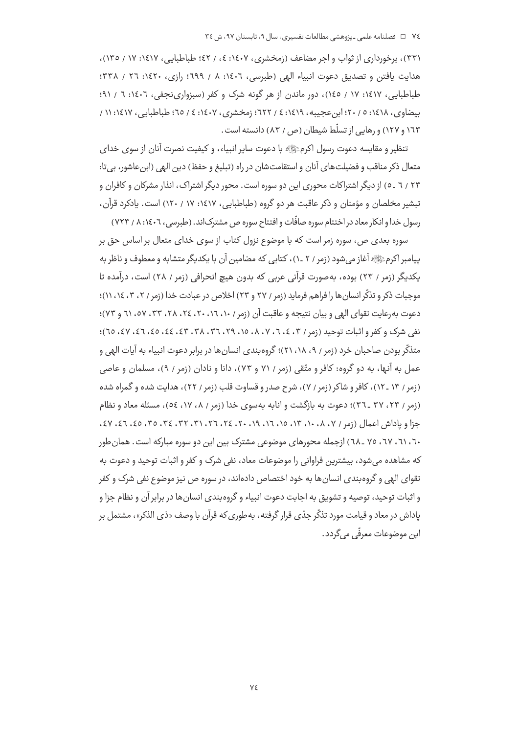۳۳۱)، برخورداری از ثواب و اجر مضاعف (زمخشری، ۱۴۰۷: ۴، / ۴۲؛ طباطبایی، ۱۴۱۷: ۱۷ / ۱۳۵)، هدایت یافتن و تصدیق دعوت انبیاء الهی (طبرسی، ۱۴۰۶: ۸ / ۶۹۹؛ رازی، ۱۴۲۰: ۲۶ / ۳۳۸؛ طباطبایی، ۱۴۱۷: ۱۷ / ۱۴۵)، دور ماندن از هر گونه شرک و کفر (سبزواری‌نجفی، ۱۴۰۶: ۶ / ۹۱؛ بیضاوی، ۱۴۱۸: ۵ / ۲۰؛ ابن‌عجیبه، ۱۴۱۹: ۴ / ۶۲۲؛ زمخشری، ۱۴۰۷: ۴ / ۶۵؛ طباطبایی، ۱۴۱۷: ۱۱ / ۱۶۳ و ۱۲۷) و رهایی از تسلّط شیطان (ص / ۸۳) دانسته است.

تنظیر و مقایسه دعوت رسول اکرم ﷺ با دعوت سایر انبیاء، و کیفیت نصرت آنان از سوی خدای متعال ذکر مناقب و فضیلت‌های آنان و استقامت‌شان در راه (تبلیغ و حفظ) دین الهی (ابن‌عاشور، بی‌تا: ۲۳ / ۶ ـ ۵) از دیگر اشتراکات محوری این دو سوره است. محور دیگر اشتراک، انذار مشرکان و کافران و تبشیر مخلصان و مؤمنان و ذکر عاقبت هر دو گروه (طباطبایی، ۱۴۱۷: ۱۷ / ۱۲۰) است. یادکرد قرآن، رسول خدا و انکار معاد در اختتام سوره صافّات و افتتاح سوره ص مشترک‌اند. (طبرسی، ۱۴۰۶: ۸ / ۷۲۳)

سوره بعدی ص، سوره زمر است که با موضوع نزول کتاب از سوی خدای متعال بر اساس حق بر پیامبر اکرم ﷺ آغاز می‌شود (زمر / ۲ ـ ۱)، کتابی که مضامین آن با یکدیگر متشابه و معطوف و ناظر به یکدیگر (زمر / ۲۳) بوده، به‌صورت قرآنی عربی که بدون هیچ انحرافی (زمر / ۲۸) است، درآمده تا موجبات ذکر و تذکّر انسان‌ها را فراهم فرماید (زمر / ۲۷ و ۲۳) اخلاص در عبادت خدا (زمر / ۲، ۳، ۱۴، ۱۱)؛ دعوت به‌رعایت تقوای الهی و بیان نتیجه و عاقبت آن (زمر / ۱۰، ۱۶، ۲۰، ۲۴، ۲۸، ۳۳، ۵۷، ۶۱ و ۷۳)؛ نفی شرک و کفر و اثبات توحید (زمر / ۳، ۴، ۶، ۷، ۸، ۱۵، ۲۹، ۳۶، ۳۸، ۴۳، ۴۴، ۴۵، ۴۶، ۴۷، ۶۵)؛ متذکّر بودن صاحبان خرد (زمر / ۹، ۱۸، ۲۱)؛ گروه‌بندی انسان‌ها در برابر دعوت انبیاء به آیات الهی و عمل به آنها، به دو گروه: کافر و متّقی (زمر / ۷۱ و ۷۳)، دانا و نادان (زمر / ۹)، مسلمان و عاصی (زمر / ۱۳ ـ ۱۲)، کافر و شاکر (زمر / ۷)، شرح صدر و قساوت قلب (زمر / ۲۲)، هدایت شده و گمراه شده (زمر / ۲۳، ۳۷ ـ ۳۶)؛ دعوت به بازگشت و انابه به‌سوی خدا (زمر / ۸، ۱۷، ۵۴)، مسئله معاد و نظام جزا و پاداش اعمال (زمر / ۷، ۸، ۱۰، ۱۳، ۱۵، ۱۶، ۱۹، ۲۰، ۲۴، ۲۶، ۳۱، ۳۲، ۳۴، ۳۵، ۴۵، ۴۶، ۴۷، ۶۰، ۶۱، ۶۷، ۷۵ ـ ۶۸) ازجمله محورهای موضوعی مشترک بین این دو سوره مبارکه است. همان‌طور که مشاهده می‌شود، بیشترین فراوانی را موضوعات معاد، نفی شرک و کفر و اثبات توحید و دعوت به تقوای الهی و گروه‌بندی انسان‌ها به خود اختصاص داده‌اند، در سوره ص نیز موضوع نفی شرک و کفر و اثبات توحید، توصیه و تشویق به اجابت دعوت انبیاء و گروه‌بندی انسان‌ها در برابر آن و نظام جزا و پاداش در معاد و قیامت مورد تذکّر جدّی قرار گرفته، به‌طوری‌که قرآن با وصف «ذی الذکر»، مشتمل بر این موضوعات معرفّی می‌گردد.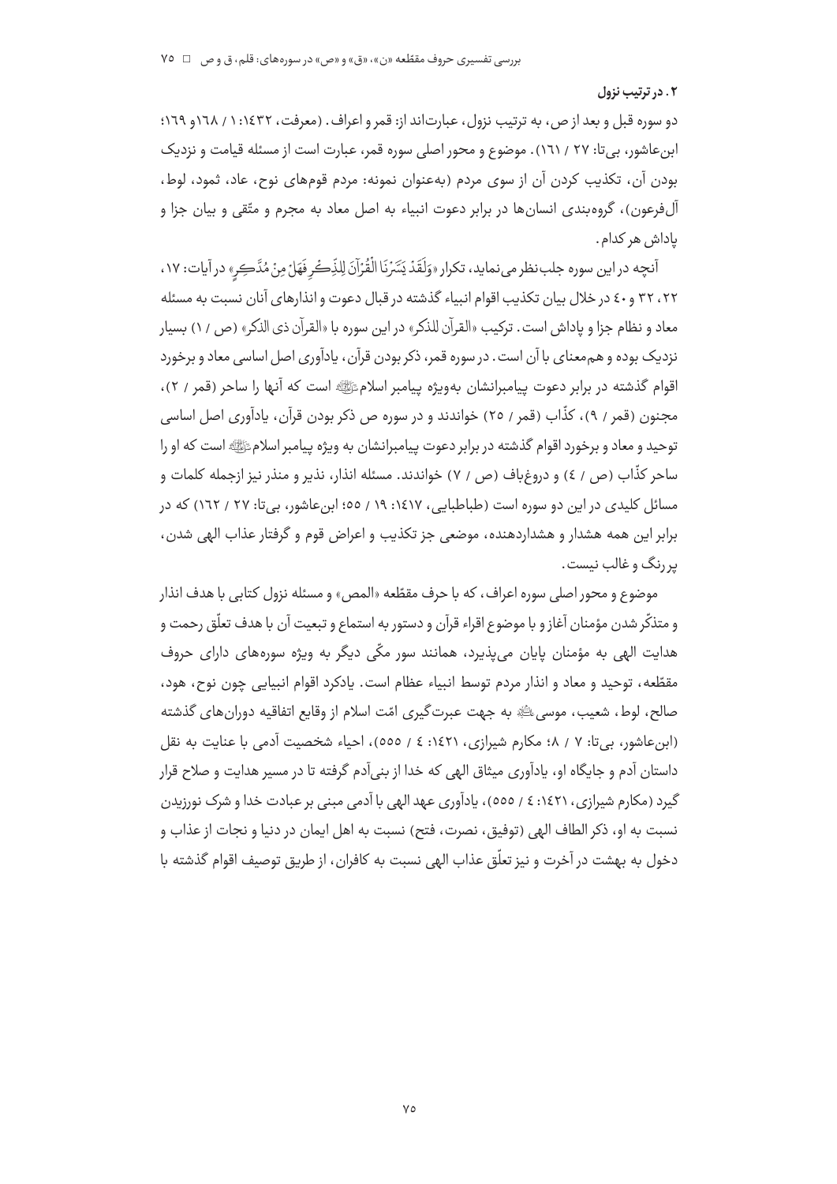### ۲. در ترتیب نزول

دو سوره قبل و بعد از ص، به ترتیب نزول، عبارت‌اند از: قمر و اعراف. (معرفت، ۱۴۳۲: ۱ / ۱۶۸و ۱۶۹؛ ابن‌عاشور، بی‌تا: ۲۷ / ۱۶۱). موضوع و محور اصلی سوره قمر، عبارت است از مسئله قیامت و نزدیک بودن آن، تکذیب کردن آن از سوی مردم (به‌عنوان نمونه: مردم قوم‌های نوح، عاد، ثمود، لوط، آل‌فرعون)، گروه‌بندی انسان‌ها در برابر دعوت انبیاء به اصل معاد به مجرم و متّقی و بیان جزا و پاداش هر کدام.

آنچه در این سوره جلب‌نظر می‌نماید، تکرار «وَلَقَدْ يَسَّرْنَا الْقُرْآنَ لِلذِّكْرِ فَهَلْ مِنْ مُدَّكِرٍ» در آیات: ۱۷، ۲۲، ۳۲ و ۴۰ در خلال بیان تکذیب اقوام انبیاء گذشته در قبال دعوت و انذارهای آنان نسبت به مسئله معاد و نظام جزا و پاداش است. ترکیب «القرآن للذکر» در این سوره با «القرآن ذی الذکر» (ص / ۱) بسیار نزدیک بوده و هم‌معنای با آن است. در سوره قمر، ذکر بودن قرآن، یادآوری اصل اساسی معاد و برخورد اقوام گذشته در برابر دعوت پیامبرانشان به‌ویژه پیامبر اسلام ﷺ است که آنها را ساحر (قمر / ۲)، مجنون (قمر / ۹)، کذّاب (قمر / ۲۵) خواندند و در سوره ص ذکر بودن قرآن، یادآوری اصل اساسی توحید و معاد و برخورد اقوام گذشته در برابر دعوت پیامبرانشان به ویژه پیامبر اسلام ﷺ است که او را ساحر کذّاب (ص / ۴) و دروغ‌باف (ص / ۷) خواندند. مسئله انذار، نذیر و منذر نیز ازجمله کلمات و مسائل کلیدی در این دو سوره است (طباطبایی، ۱۴۱۷: ۱۹ / ۵۵؛ ابن‌عاشور، بی‌تا: ۲۷ / ۱۶۲) که در برابر این همه هشدار و هشداردهنده، موضعی جز تکذیب و اعراض قوم و گرفتار عذاب الهی شدن، پر رنگ و غالب نیست.

موضوع و محور اصلی سوره اعراف، که با حرف مقطّعه «المص» و مسئله نزول کتابی با هدف انذار و متذکّر شدن مؤمنان آغاز و با موضوع اقراء قرآن و دستور به استماع و تبعیت آن با هدف تعلّق رحمت و هدایت الهی به مؤمنان پایان می‌پذیرد، همانند سور مکّی دیگر به ویژه سوره‌های دارای حروف مقطّعه، توحید و معاد و انذار مردم توسط انبیاء عظام است. یادکرد اقوام انبیایی چون نوح، هود، صالح، لوط، شعیب، موسی ﷺ به جهت عبرت‌گیری امّت اسلام از وقایع اتفاقیه دوران‌های گذشته (ابن‌عاشور، بی‌تا: ۷ / ۸؛ مکارم شیرازی، ۱۴۲۱: ۴ / ۵۵۵)، احیاء شخصیت آدمی با عنایت به نقل داستان آدم و جایگاه او، یادآوری میثاق الهی که خدا از بنی‌آدم گرفته تا در مسیر هدایت و صلاح قرار گیرد (مکارم شیرازی، ۱۴۲۱: ۴ / ۵۵۵)، یادآوری عهد الهی با آدمی مبنی بر عبادت خدا و شرک نورزیدن نسبت به او، ذکر الطاف الهی (توفیق، نصرت، فتح) نسبت به اهل ایمان در دنیا و نجات از عذاب و دخول به بهشت در آخرت و نیز تعلّق عذاب الهی نسبت به کافران، از طریق توصیف اقوام گذشته با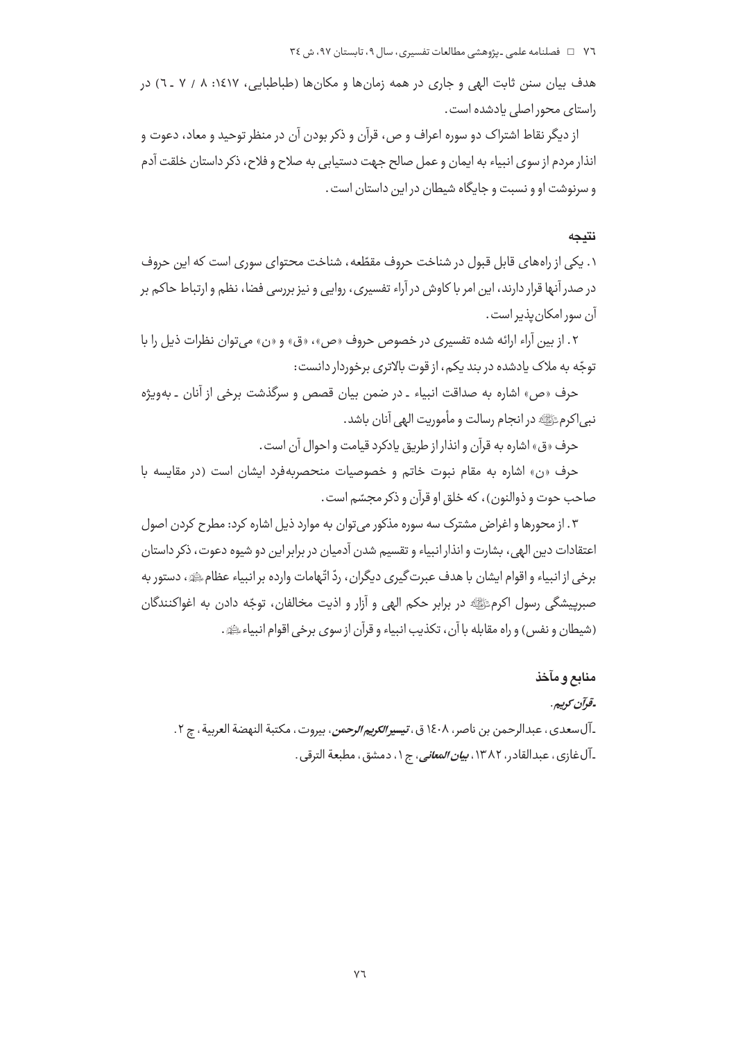هدف بیان سنن ثابت الهی و جاری در همه زمان‌ها و مکان‌ها (طباطبایی، ۱۴۱۷: ۸ / ۷ ـ ۶) در راستای محور اصلی یادشده است.

از دیگر نقاط اشتراک دو سوره اعراف و ص، قرآن و ذکر بودن آن در منظر توحید و معاد، دعوت و انذار مردم از سوی انبیاء به ایمان و عمل صالح جهت دستیابی به صلاح و فلاح، ذکر داستان خلقت آدم و سرنوشت او و نسبت و جایگاه شیطان در این داستان است.

## نتیجه

۱. یکی از راه‌های قابل قبول در شناخت حروف مقطّعه، شناخت محتوای سوری است که این حروف در صدر آنها قرار دارند، این امر با کاوش در آراء تفسیری، روایی و نیز بررسی فضا، نظم و ارتباط حاکم بر آن سور امکان‌پذیر است.

۲. از بین آراء ارائه شده تفسیری در خصوص حروف «ص»، «ق» و «ن» می‌توان نظرات ذیل را با توجّه به ملاک یادشده در بند یکم، از قوت بالاتری برخوردار دانست:

حرف «ص» اشاره به صداقت انبیاء ـ در ضمن بیان قصص و سرگذشت برخی از آنان ـ به‌ویژه نبی‌اکرمﷺ در انجام رسالت و مأموریت الهی آنان باشد.

حرف «ق» اشاره به قرآن و انذار از طریق یادکرد قیامت و احوال آن است.

حرف «ن» اشاره به مقام نبوت خاتم و خصوصیات منحصربه‌فرد ایشان است (در مقایسه با صاحب حوت و ذوالنون)، که خلق او قرآن و ذکر مجسّم است.

۳. از محورها و اغراض مشترک سه سوره مذکور می‌توان به موارد ذیل اشاره کرد: مطرح کردن اصول اعتقادات دین الهی، بشارت و انذار انبیاء و تقسیم شدن آدمیان در برابر این دو شیوه دعوت، ذکر داستان برخی از انبیاء و اقوام ایشان با هدف عبرت‌گیری دیگران، ردّ اتّهامات وارده بر انبیاء عظامﷺ، دستور به صبرپیشگی رسول اکرمﷺ در برابر حکم الهی و آزار و اذیت مخالفان، توجّه دادن به اغواکنندگان (شیطان و نفس) و راه مقابله با آن، تکذیب انبیاء و قرآن از سوی برخی اقوام انبیاءﷺ.

## منابع و مآخذ

ـ *قرآن کریم*.

ـ آل‌سعدی، عبدالرحمن بن ناصر، ۱۴۰۸ ق، *تیسیر الکریم الرحمن*، بیروت، مکتبة النهضة العربیة، چ ۲.

ـ آل‌غازی، عبدالقادر، ۱۳۸۲، *بیان المعانی*، ج ۱، دمشق، مطبعة الترقی.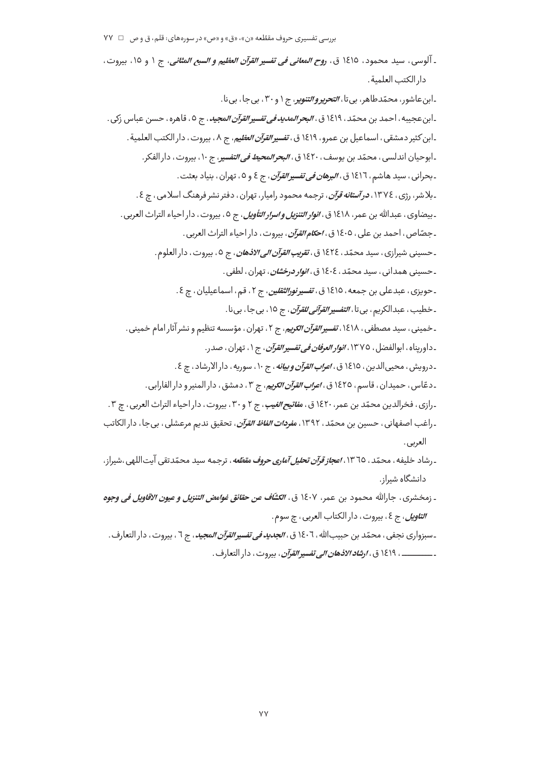- آلوسی، سید محمود، ١٤١٥ ق، ***روح المعانی فی تفسیر القرآن العظیم و السبع المثانی***، ج ١ و ١٥، بیروت، دار الکتب العلمیة.

- ابن‌عاشور، محمّدطاهر، بی‌تا، ***التحریر و التنویر***، ج ١ و ٣٠، بی‌جا، بی‌نا.

- ابن‌عجیبه، احمد بن محمّد، ١٤١٩ ق، ***البحر المدید فی تفسیر القرآن المجید***، ج ٥، قاهره، حسن عباس زکی.

- ابن‌کثیر دمشقی، اسماعیل بن عمرو، ١٤١٩ ق، ***تفسیر القرآن العظیم***، ج ٨، بیروت، دار الکتب العلمیة.

- ابوحیان اندلسی، محمّد بن یوسف، ١٤٢٠ ق، ***البحر المحیط فی التفسیر***، ج ١٠، بیروت، دار الفکر.

- بحرانی، سید هاشم، ١٤١٦ ق، ***البرهان فی تفسیر القرآن***، ج ٤ و ٥، تهران، بنیاد بعثت.

- بلاشر، رژی، ١٣٧٤، ***در آستانه قرآن***، ترجمه محمود رامیار، تهران، دفتر نشر فرهنگ اسلامی، چ ٤.

- بیضاوی، عبدالله بن عمر، ١٤١٨ ق، ***انوار التنزیل و اسرار التأویل***، ج ٥، بیروت، دار احیاء التراث العربی.

- جصّاص، احمد بن علی، ١٤٠٥ ق، ***احکام القرآن***، بیروت، دار احیاء التراث العربی.

- حسینی شیرازی، سید محمّد، ١٤٢٤ ق، ***تقریب القرآن الی الاذهان***، ج ٥، بیروت، دار العلوم.

- حسینی همدانی، سید محمّد، ١٤٠٤ ق، ***انوار درخشان***، تهران، لطفی.

- حویزی، عبدعلی بن جمعه، ١٤١٥ ق، ***تفسیر نور الثقلین***، ج ٢، قم، اسماعیلیان، چ ٤.

- خطیب، عبدالکریم، بی‌تا، ***التفسیر القرآنی للقرآن***، ج ١٥، بی‌جا، بی‌نا.

- خمینی، سید مصطفی، ١٤١٨، ***تفسیر القرآن الکریم***، ج ٢، تهران، مؤسسه تنظیم و نشر آثار امام خمینی.

- داورپناه، ابوالفضل، ١٣٧٥، ***انوار العرفان فی تفسیر القرآن***، ج ١، تهران، صدر.

- درویش، محیی‌الدین، ١٤١٥ ق، ***اعراب القرآن و بیانه***، ج ١٠، سوریه، دار الارشاد، چ ٤.

- دعّاس، حمیدان، قاسم، ١٤٢٥ ق، ***اعراب القرآن الکریم***، ج ٣، دمشق، دار المنیر و دار الفارابی.

- رازی، فخرالدین محمّد بن عمر، ١٤٢٠ ق، ***مفاتیح الغیب***، ج ٢ و ٣٠، بیروت، دار احیاء التراث العربی، چ ٣.

- راغب اصفهانی، حسین بن محمّد، ١٣٩٢، ***مفردات الفاظ القرآن***، تحقیق ندیم مرعشلی، بی‌جا، دار الکاتب العربی.

- رشاد خلیفه، محمّد، ١٣٦٥، ***اعجاز قرآن تحلیل آماری حروف مقطعه***، ترجمه سید محمّدتقی آیت‌اللهی، شیراز، دانشگاه شیراز.

- زمخشری، جارالله محمود بن عمر، ١٤٠٧ ق، ***الکشّاف عن حقائق غوامض التنزیل و عیون الاقاویل فی وجوه التاویل***، ج ٤، بیروت، دار الکتاب العربی، چ سوم.

- سبزواری نجفی، محمّد بن حبیب‌الله، ١٤٠٦ ق، ***الجدید فی تفسیر القرآن المجید***، ج ٦، بیروت، دار التعارف.

- ـــــــــ، ١٤١٩ ق، ***ارشاد الاذهان الی تفسیر القرآن***، بیروت، دار التعارف.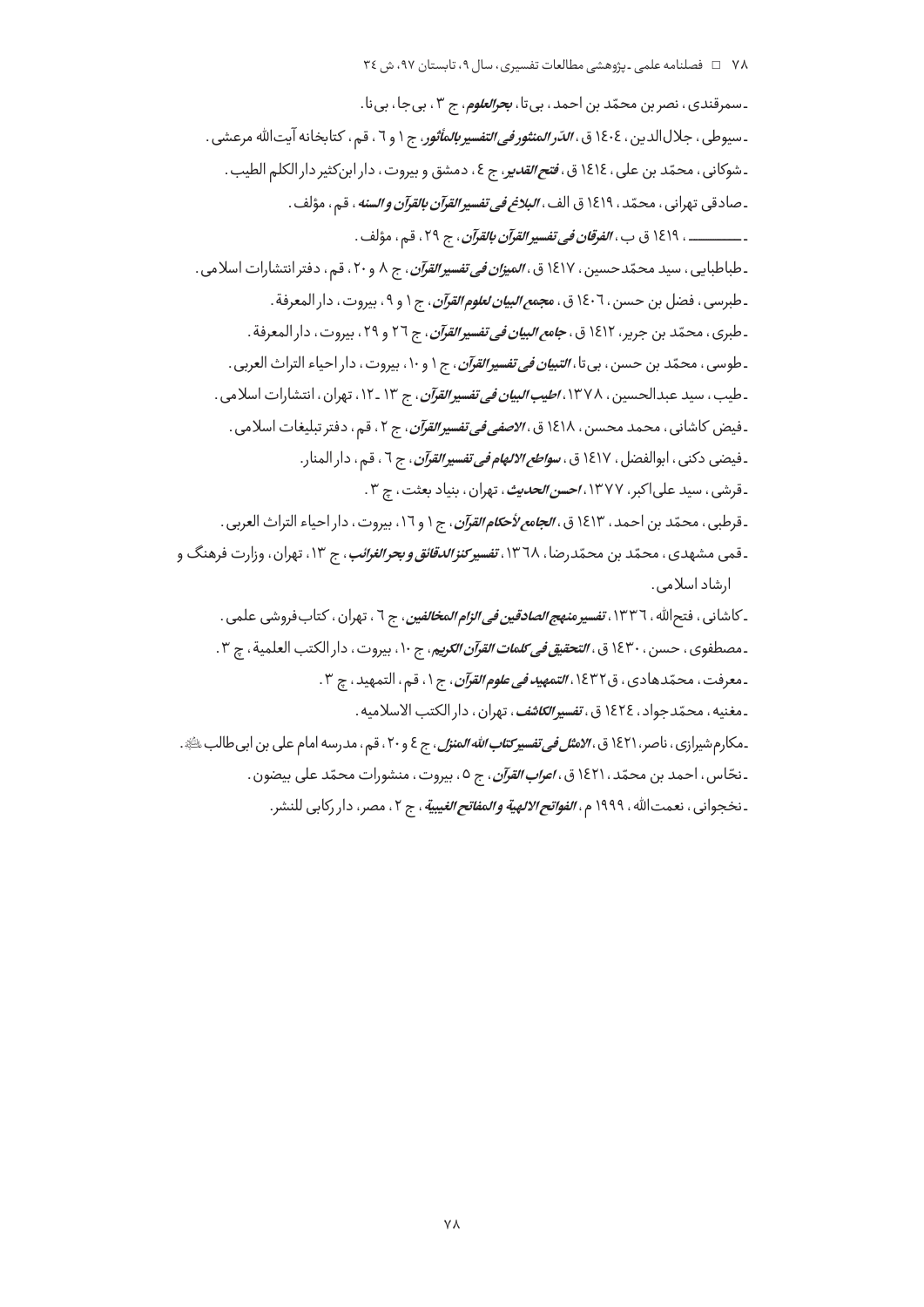ـ سمرقندی، نصر بن محمّد بن احمد، بی‌تا، ***بحرالعلوم***، ج ۳، بی‌جا، بی‌نا.

ـ سیوطی، جلال‌الدین، ١٤٠٤ ق، ***الدّرالمنثور فی التفسیر بالمأثور***، ج ١ و ٦، قم، کتابخانه آیت‌الله مرعشی.

ـ شوکانی، محمّد بن علی، ١٤١٤ ق، ***فتح القدیر***، ج ٤، دمشق و بیروت، دار ابن‌کثیر دار الکلم الطیب.

ـ صادقی تهرانی، محمّد، ١٤١٩ ق الف، ***البلاغ فی تفسیر القرآن بالقرآن و السنه***، قم، مؤلف.

ـ ــــــــــــ، ١٤١٩ ق ب، ***الفرقان فی تفسیر القرآن بالقرآن***، ج ٢٩، قم، مؤلف.

ـ طباطبایی، سید محمّدحسین، ١٤١٧ ق، ***المیزان فی تفسیر القرآن***، ج ٨ و ٢٠، قم، دفتر انتشارات اسلامی.

ـ طبرسی، فضل بن حسن، ١٤٠٦ ق، ***مجمع البیان لعلوم القرآن***، ج ١ و ٩، بیروت، دار المعرفة.

ـ طبری، محمّد بن جریر، ١٤١٢ ق، ***جامع البیان فی تفسیر القرآن***، ج ٢٦ و ٢٩، بیروت، دار المعرفة.

ـ طوسی، محمّد بن حسن، بی‌تا، ***التبیان فی تفسیر القرآن***، ج ١ و ١٠، بیروت، دار احیاء التراث العربی.

ـ طیب، سید عبدالحسین، ١٣٧٨، ***اطیب البیان فی تفسیر القرآن***، ج ١٣ ـ ١٢، تهران، انتشارات اسلامی.

ـ فیض کاشانی، محمد محسن، ١٤١٨ ق، ***الاصفی فی تفسیر القرآن***، ج ٢، قم، دفتر تبلیغات اسلامی.

ـ فیضی دکنی، ابوالفضل، ١٤١٧ ق، ***سواطع الالهام فی تفسیر القرآن***، ج ٦، قم، دار المنار.

ـ قرشی، سید علی‌اکبر، ١٣٧٧، ***احسن الحدیث***، تهران، بنیاد بعثت، چ ٣.

ـ قرطبی، محمّد بن احمد، ١٤١٣ ق، ***الجامع لأحکام القرآن***، ج ١ و ١٦، بیروت، دار احیاء التراث العربی.

ـ قمی مشهدی، محمّد بن محمّدرضا، ١٣٦٨، ***تفسیر کنز الدقائق و بحر الغرائب***، ج ١٣، تهران، وزارت فرهنگ و ارشاد اسلامی.

ـ کاشانی، فتح‌الله، ١٣٣٦، ***تفسیر منهج الصادقین فی الزام المخالفین***، ج ٦، تهران، کتاب‌فروشی علمی.

ـ مصطفوی، حسن، ١٤٣٠ ق، ***التحقیق فی کلمات القرآن الکریم***، ج ١٠، بیروت، دار الکتب العلمیة، چ ٣.

ـ معرفت، محمّدهادی، ق١٤٣٢، ***التمهید فی علوم القرآن***، ج ١، قم، التمهید، چ ٣.

ـ مغنیه، محمّدجواد، ١٤٢٤ ق، ***تفسیر الکاشف***، تهران، دار الکتب الاسلامیه.

ـ مکارم شیرازی، ناصر، ١٤٢١ ق، ***الامثل فی تفسیر کتاب الله المنزل***، ج ٤ و ٢٠، قم، مدرسه امام علی بن ابی‌طالب ﷺ.

ـ نحّاس، احمد بن محمّد، ١٤٢١ ق، ***اعراب القرآن***، ج ٥، بیروت، منشورات محمّد علی بیضون.

ـ نخجوانی، نعمت‌الله، ١٩٩٩ م، ***الفواتح الالهیة و المفاتح الغیبیة***، ج ٢، مصر، دار رکابی للنشر.